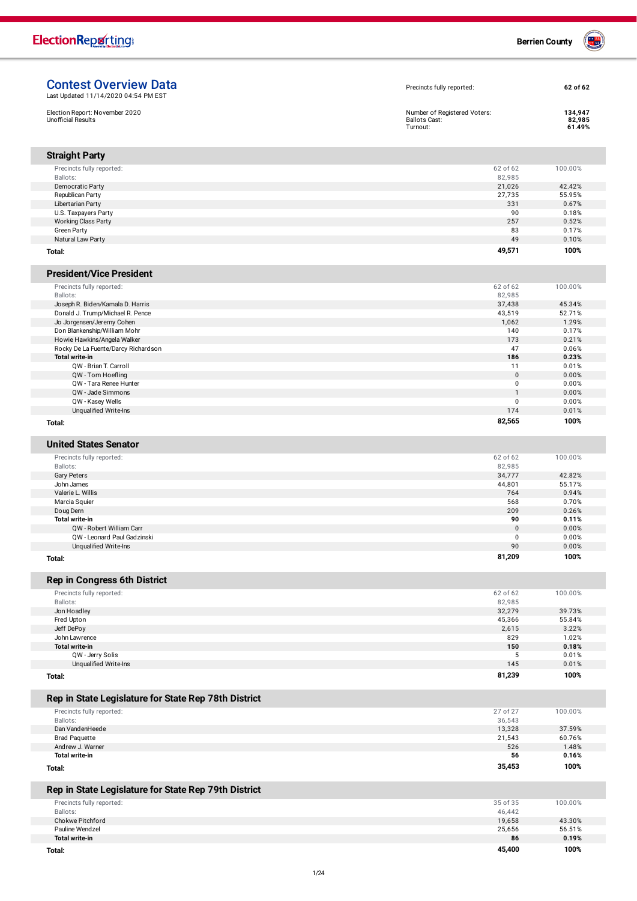ElectionReporting — Berrien County

# Contest Overview Data

Last Updated 11/14/2020 04:54 PM EST

Election Report: November 2020
Unofficial Results

| | |
|---|---|
| Precincts fully reported: | 62 of 62 |
| Number of Registered Voters: | 134,947 |
| Ballots Cast: | 82,985 |
| Turnout: | 61.49% |

## Straight Party

| | | |
|---|---|---|
| Precincts fully reported: | 62 of 62 | 100.00% |
| Ballots: | 82,985 | |
| Democratic Party | 21,026 | 42.42% |
| Republican Party | 27,735 | 55.95% |
| Libertarian Party | 331 | 0.67% |
| U.S. Taxpayers Party | 90 | 0.18% |
| Working Class Party | 257 | 0.52% |
| Green Party | 83 | 0.17% |
| Natural Law Party | 49 | 0.10% |
| **Total:** | **49,571** | **100%** |

## President/Vice President

| | | |
|---|---|---|
| Precincts fully reported: | 62 of 62 | 100.00% |
| Ballots: | 82,985 | |
| Joseph R. Biden/Kamala D. Harris | 37,438 | 45.34% |
| Donald J. Trump/Michael R. Pence | 43,519 | 52.71% |
| Jo Jorgensen/Jeremy Cohen | 1,062 | 1.29% |
| Don Blankenship/William Mohr | 140 | 0.17% |
| Howie Hawkins/Angela Walker | 173 | 0.21% |
| Rocky De La Fuente/Darcy Richardson | 47 | 0.06% |
| **Total write-in** | **186** | **0.23%** |
| QW - Brian T. Carroll | 11 | 0.01% |
| QW - Tom Hoefling | 0 | 0.00% |
| QW - Tara Renee Hunter | 0 | 0.00% |
| QW - Jade Simmons | 1 | 0.00% |
| QW - Kasey Wells | 0 | 0.00% |
| Unqualified Write-Ins | 174 | 0.01% |
| **Total:** | **82,565** | **100%** |

## United States Senator

| | | |
|---|---|---|
| Precincts fully reported: | 62 of 62 | 100.00% |
| Ballots: | 82,985 | |
| Gary Peters | 34,777 | 42.82% |
| John James | 44,801 | 55.17% |
| Valerie L. Willis | 764 | 0.94% |
| Marcia Squier | 568 | 0.70% |
| Doug Dern | 209 | 0.26% |
| **Total write-in** | **90** | **0.11%** |
| QW - Robert William Carr | 0 | 0.00% |
| QW - Leonard Paul Gadzinski | 0 | 0.00% |
| Unqualified Write-Ins | 90 | 0.00% |
| **Total:** | **81,209** | **100%** |

## Rep in Congress 6th District

| | | |
|---|---|---|
| Precincts fully reported: | 62 of 62 | 100.00% |
| Ballots: | 82,985 | |
| Jon Hoadley | 32,279 | 39.73% |
| Fred Upton | 45,366 | 55.84% |
| Jeff DePoy | 2,615 | 3.22% |
| John Lawrence | 829 | 1.02% |
| **Total write-in** | **150** | **0.18%** |
| QW - Jerry Solis | 5 | 0.01% |
| Unqualified Write-Ins | 145 | 0.01% |
| **Total:** | **81,239** | **100%** |

## Rep in State Legislature for State Rep 78th District

| | | |
|---|---|---|
| Precincts fully reported: | 27 of 27 | 100.00% |
| Ballots: | 36,543 | |
| Dan VandenHeede | 13,328 | 37.59% |
| Brad Paquette | 21,543 | 60.76% |
| Andrew J. Warner | 526 | 1.48% |
| **Total write-in** | **56** | **0.16%** |
| **Total:** | **35,453** | **100%** |

## Rep in State Legislature for State Rep 79th District

| | | |
|---|---|---|
| Precincts fully reported: | 35 of 35 | 100.00% |
| Ballots: | 46,442 | |
| Chokwe Pitchford | 19,658 | 43.30% |
| Pauline Wendzel | 25,656 | 56.51% |
| **Total write-in** | **86** | **0.19%** |
| **Total:** | **45,400** | **100%** |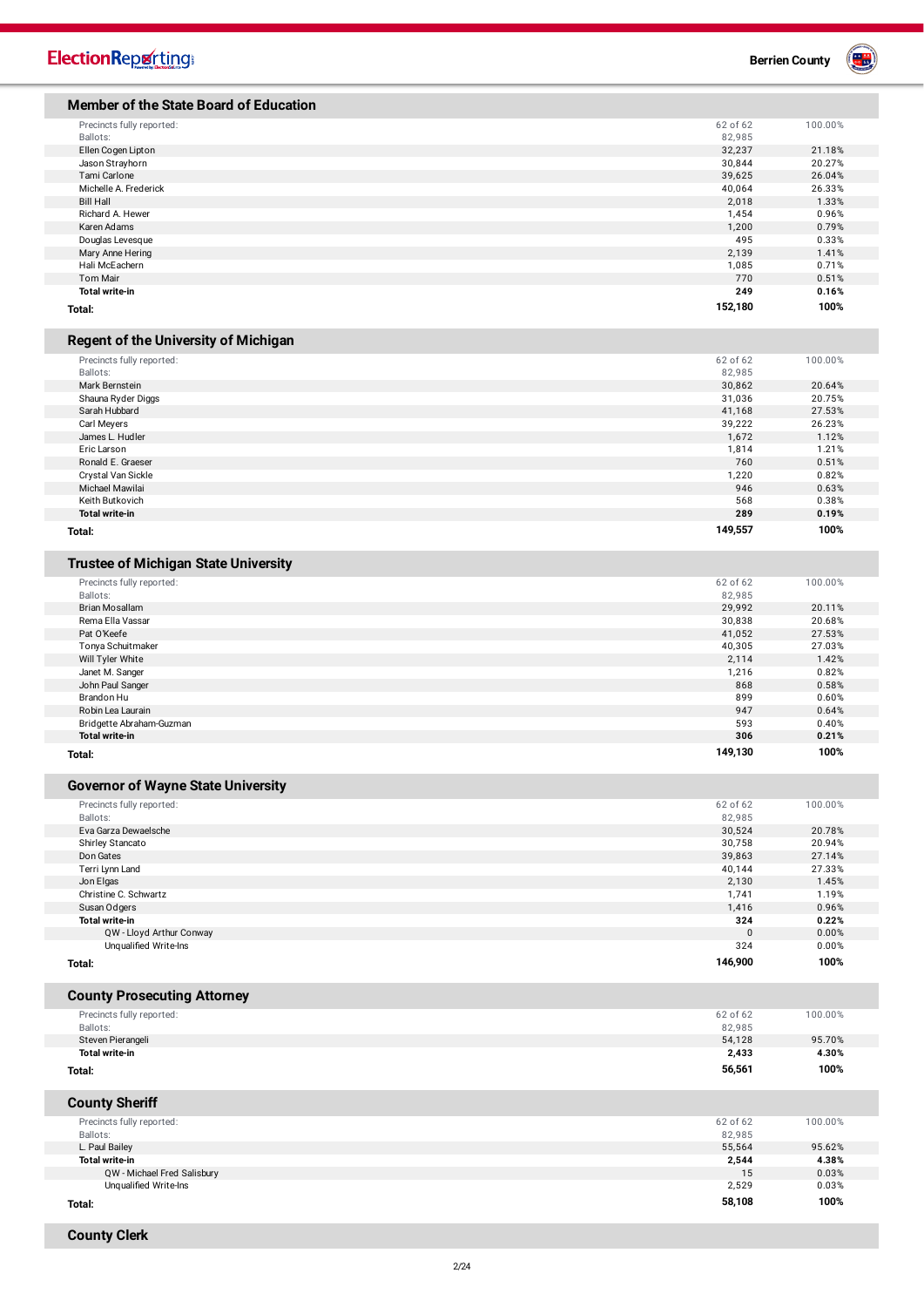## Member of the State Board of Education

| | | |
|---|---|---|
| Precincts fully reported: | 62 of 62 | 100.00% |
| Ballots: | 82,985 | |
| Ellen Cogen Lipton | 32,237 | 21.18% |
| Jason Strayhorn | 30,844 | 20.27% |
| Tami Carlone | 39,625 | 26.04% |
| Michelle A. Frederick | 40,064 | 26.33% |
| Bill Hall | 2,018 | 1.33% |
| Richard A. Hewer | 1,454 | 0.96% |
| Karen Adams | 1,200 | 0.79% |
| Douglas Levesque | 495 | 0.33% |
| Mary Anne Hering | 2,139 | 1.41% |
| Hali McEachern | 1,085 | 0.71% |
| Tom Mair | 770 | 0.51% |
| **Total write-in** | **249** | **0.16%** |
| **Total:** | **152,180** | **100%** |

## Regent of the University of Michigan

| | | |
|---|---|---|
| Precincts fully reported: | 62 of 62 | 100.00% |
| Ballots: | 82,985 | |
| Mark Bernstein | 30,862 | 20.64% |
| Shauna Ryder Diggs | 31,036 | 20.75% |
| Sarah Hubbard | 41,168 | 27.53% |
| Carl Meyers | 39,222 | 26.23% |
| James L. Hudler | 1,672 | 1.12% |
| Eric Larson | 1,814 | 1.21% |
| Ronald E. Graeser | 760 | 0.51% |
| Crystal Van Sickle | 1,220 | 0.82% |
| Michael Mawilai | 946 | 0.63% |
| Keith Butkovich | 568 | 0.38% |
| **Total write-in** | **289** | **0.19%** |
| **Total:** | **149,557** | **100%** |

## Trustee of Michigan State University

| | | |
|---|---|---|
| Precincts fully reported: | 62 of 62 | 100.00% |
| Ballots: | 82,985 | |
| Brian Mosallam | 29,992 | 20.11% |
| Rema Ella Vassar | 30,838 | 20.68% |
| Pat O'Keefe | 41,052 | 27.53% |
| Tonya Schuitmaker | 40,305 | 27.03% |
| Will Tyler White | 2,114 | 1.42% |
| Janet M. Sanger | 1,216 | 0.82% |
| John Paul Sanger | 868 | 0.58% |
| Brandon Hu | 899 | 0.60% |
| Robin Lea Laurain | 947 | 0.64% |
| Bridgette Abraham-Guzman | 593 | 0.40% |
| **Total write-in** | **306** | **0.21%** |
| **Total:** | **149,130** | **100%** |

## Governor of Wayne State University

| | | |
|---|---|---|
| Precincts fully reported: | 62 of 62 | 100.00% |
| Ballots: | 82,985 | |
| Eva Garza Dewaelsche | 30,524 | 20.78% |
| Shirley Stancato | 30,758 | 20.94% |
| Don Gates | 39,863 | 27.14% |
| Terri Lynn Land | 40,144 | 27.33% |
| Jon Elgas | 2,130 | 1.45% |
| Christine C. Schwartz | 1,741 | 1.19% |
| Susan Odgers | 1,416 | 0.96% |
| **Total write-in** | **324** | **0.22%** |
| QW - Lloyd Arthur Conway | 0 | 0.00% |
| Unqualified Write-Ins | 324 | 0.00% |
| **Total:** | **146,900** | **100%** |

## County Prosecuting Attorney

| | | |
|---|---|---|
| Precincts fully reported: | 62 of 62 | 100.00% |
| Ballots: | 82,985 | |
| Steven Pierangeli | 54,128 | 95.70% |
| **Total write-in** | **2,433** | **4.30%** |
| **Total:** | **56,561** | **100%** |

## County Sheriff

| | | |
|---|---|---|
| Precincts fully reported: | 62 of 62 | 100.00% |
| Ballots: | 82,985 | |
| L. Paul Bailey | 55,564 | 95.62% |
| **Total write-in** | **2,544** | **4.38%** |
| QW - Michael Fred Salisbury | 15 | 0.03% |
| Unqualified Write-Ins | 2,529 | 0.03% |
| **Total:** | **58,108** | **100%** |

## County Clerk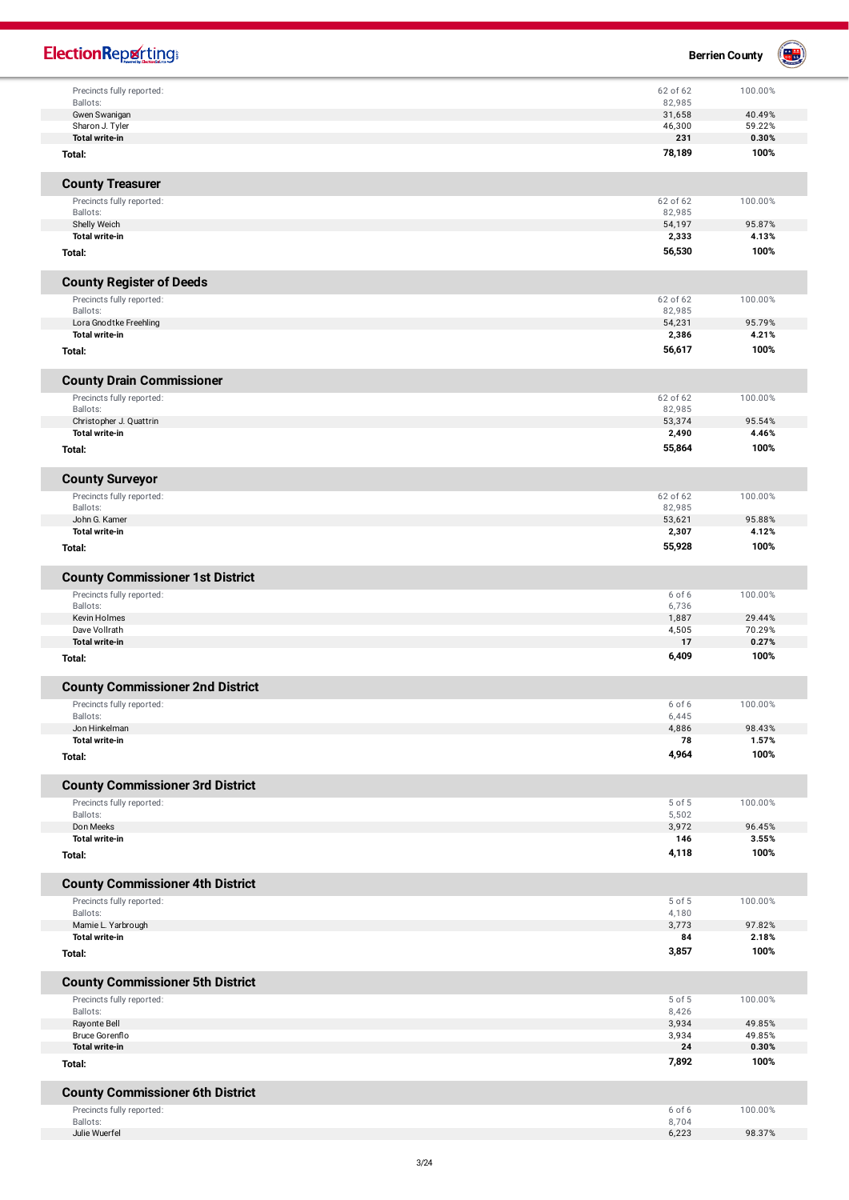| | | |
|---|---|---|
| Precincts fully reported: | 62 of 62 | 100.00% |
| Ballots: | 82,985 | |
| Gwen Swanigan | 31,658 | 40.49% |
| Sharon J. Tyler | 46,300 | 59.22% |
| **Total write-in** | **231** | **0.30%** |
| **Total:** | **78,189** | **100%** |

## County Treasurer

| | | |
|---|---|---|
| Precincts fully reported: | 62 of 62 | 100.00% |
| Ballots: | 82,985 | |
| Shelly Weich | 54,197 | 95.87% |
| **Total write-in** | **2,333** | **4.13%** |
| **Total:** | **56,530** | **100%** |

## County Register of Deeds

| | | |
|---|---|---|
| Precincts fully reported: | 62 of 62 | 100.00% |
| Ballots: | 82,985 | |
| Lora Gnodtke Freehling | 54,231 | 95.79% |
| **Total write-in** | **2,386** | **4.21%** |
| **Total:** | **56,617** | **100%** |

## County Drain Commissioner

| | | |
|---|---|---|
| Precincts fully reported: | 62 of 62 | 100.00% |
| Ballots: | 82,985 | |
| Christopher J. Quattrin | 53,374 | 95.54% |
| **Total write-in** | **2,490** | **4.46%** |
| **Total:** | **55,864** | **100%** |

## County Surveyor

| | | |
|---|---|---|
| Precincts fully reported: | 62 of 62 | 100.00% |
| Ballots: | 82,985 | |
| John G. Kamer | 53,621 | 95.88% |
| **Total write-in** | **2,307** | **4.12%** |
| **Total:** | **55,928** | **100%** |

## County Commissioner 1st District

| | | |
|---|---|---|
| Precincts fully reported: | 6 of 6 | 100.00% |
| Ballots: | 6,736 | |
| Kevin Holmes | 1,887 | 29.44% |
| Dave Vollrath | 4,505 | 70.29% |
| **Total write-in** | **17** | **0.27%** |
| **Total:** | **6,409** | **100%** |

## County Commissioner 2nd District

| | | |
|---|---|---|
| Precincts fully reported: | 6 of 6 | 100.00% |
| Ballots: | 6,445 | |
| Jon Hinkelman | 4,886 | 98.43% |
| **Total write-in** | **78** | **1.57%** |
| **Total:** | **4,964** | **100%** |

## County Commissioner 3rd District

| | | |
|---|---|---|
| Precincts fully reported: | 5 of 5 | 100.00% |
| Ballots: | 5,502 | |
| Don Meeks | 3,972 | 96.45% |
| **Total write-in** | **146** | **3.55%** |
| **Total:** | **4,118** | **100%** |

## County Commissioner 4th District

| | | |
|---|---|---|
| Precincts fully reported: | 5 of 5 | 100.00% |
| Ballots: | 4,180 | |
| Mamie L. Yarbrough | 3,773 | 97.82% |
| **Total write-in** | **84** | **2.18%** |
| **Total:** | **3,857** | **100%** |

## County Commissioner 5th District

| | | |
|---|---|---|
| Precincts fully reported: | 5 of 5 | 100.00% |
| Ballots: | 8,426 | |
| Rayonte Bell | 3,934 | 49.85% |
| Bruce Gorenflo | 3,934 | 49.85% |
| **Total write-in** | **24** | **0.30%** |
| **Total:** | **7,892** | **100%** |

## County Commissioner 6th District

| | | |
|---|---|---|
| Precincts fully reported: | 6 of 6 | 100.00% |
| Ballots: | 8,704 | |
| Julie Wuerfel | 6,223 | 98.37% |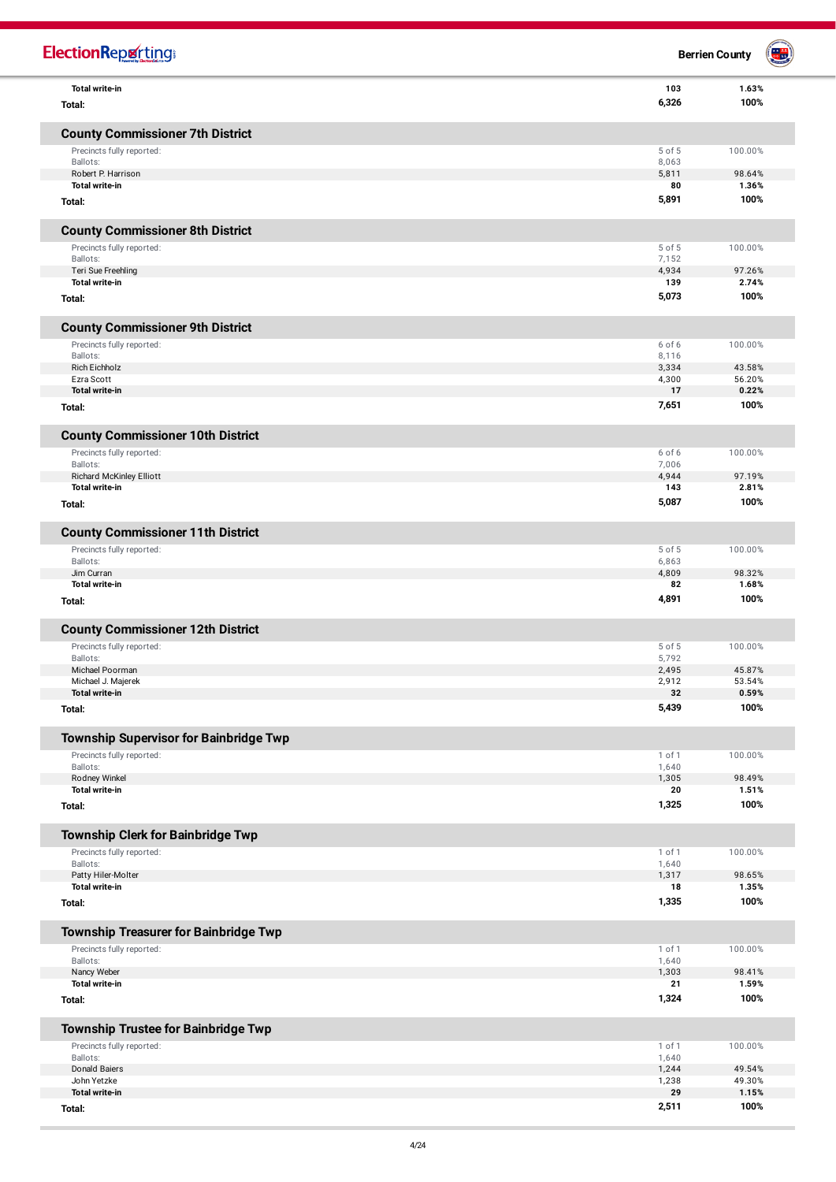| | | |
|---|---|---|
| **Total write-in** | **103** | **1.63%** |
| **Total:** | **6,326** | **100%** |

## County Commissioner 7th District

| | | |
|---|---|---|
| Precincts fully reported: | 5 of 5 | 100.00% |
| Ballots: | 8,063 | |
| Robert P. Harrison | 5,811 | 98.64% |
| **Total write-in** | **80** | **1.36%** |
| **Total:** | **5,891** | **100%** |

## County Commissioner 8th District

| | | |
|---|---|---|
| Precincts fully reported: | 5 of 5 | 100.00% |
| Ballots: | 7,152 | |
| Teri Sue Freehling | 4,934 | 97.26% |
| **Total write-in** | **139** | **2.74%** |
| **Total:** | **5,073** | **100%** |

## County Commissioner 9th District

| | | |
|---|---|---|
| Precincts fully reported: | 6 of 6 | 100.00% |
| Ballots: | 8,116 | |
| Rich Eichholz | 3,334 | 43.58% |
| Ezra Scott | 4,300 | 56.20% |
| **Total write-in** | **17** | **0.22%** |
| **Total:** | **7,651** | **100%** |

## County Commissioner 10th District

| | | |
|---|---|---|
| Precincts fully reported: | 6 of 6 | 100.00% |
| Ballots: | 7,006 | |
| Richard McKinley Elliott | 4,944 | 97.19% |
| **Total write-in** | **143** | **2.81%** |
| **Total:** | **5,087** | **100%** |

## County Commissioner 11th District

| | | |
|---|---|---|
| Precincts fully reported: | 5 of 5 | 100.00% |
| Ballots: | 6,863 | |
| Jim Curran | 4,809 | 98.32% |
| **Total write-in** | **82** | **1.68%** |
| **Total:** | **4,891** | **100%** |

## County Commissioner 12th District

| | | |
|---|---|---|
| Precincts fully reported: | 5 of 5 | 100.00% |
| Ballots: | 5,792 | |
| Michael Poorman | 2,495 | 45.87% |
| Michael J. Majerek | 2,912 | 53.54% |
| **Total write-in** | **32** | **0.59%** |
| **Total:** | **5,439** | **100%** |

## Township Supervisor for Bainbridge Twp

| | | |
|---|---|---|
| Precincts fully reported: | 1 of 1 | 100.00% |
| Ballots: | 1,640 | |
| Rodney Winkel | 1,305 | 98.49% |
| **Total write-in** | **20** | **1.51%** |
| **Total:** | **1,325** | **100%** |

## Township Clerk for Bainbridge Twp

| | | |
|---|---|---|
| Precincts fully reported: | 1 of 1 | 100.00% |
| Ballots: | 1,640 | |
| Patty Hiler-Molter | 1,317 | 98.65% |
| **Total write-in** | **18** | **1.35%** |
| **Total:** | **1,335** | **100%** |

## Township Treasurer for Bainbridge Twp

| | | |
|---|---|---|
| Precincts fully reported: | 1 of 1 | 100.00% |
| Ballots: | 1,640 | |
| Nancy Weber | 1,303 | 98.41% |
| **Total write-in** | **21** | **1.59%** |
| **Total:** | **1,324** | **100%** |

## Township Trustee for Bainbridge Twp

| | | |
|---|---|---|
| Precincts fully reported: | 1 of 1 | 100.00% |
| Ballots: | 1,640 | |
| Donald Baiers | 1,244 | 49.54% |
| John Yetzke | 1,238 | 49.30% |
| **Total write-in** | **29** | **1.15%** |
| **Total:** | **2,511** | **100%** |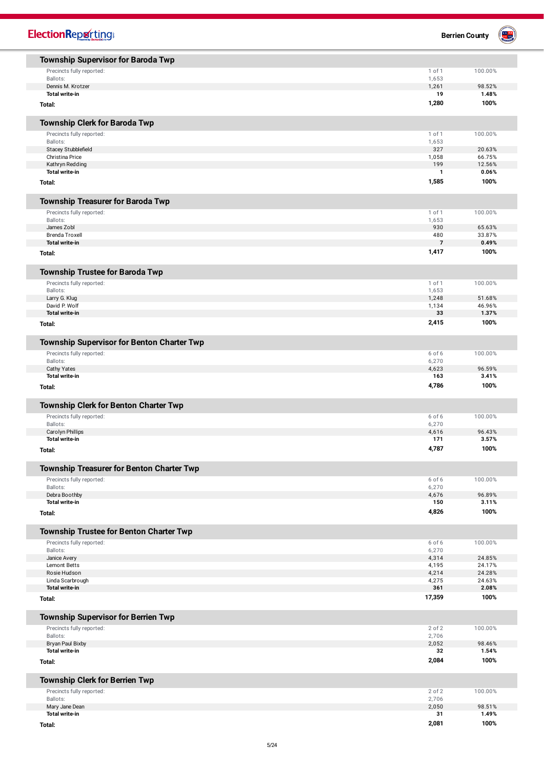## Township Supervisor for Baroda Twp

| | | |
|---|---|---|
| Precincts fully reported: | 1 of 1 | 100.00% |
| Ballots: | 1,653 | |
| Dennis M. Krotzer | 1,261 | 98.52% |
| **Total write-in** | **19** | **1.48%** |
| **Total:** | **1,280** | **100%** |

## Township Clerk for Baroda Twp

| | | |
|---|---|---|
| Precincts fully reported: | 1 of 1 | 100.00% |
| Ballots: | 1,653 | |
| Stacey Stubblefield | 327 | 20.63% |
| Christina Price | 1,058 | 66.75% |
| Kathryn Redding | 199 | 12.56% |
| **Total write-in** | **1** | **0.06%** |
| **Total:** | **1,585** | **100%** |

## Township Treasurer for Baroda Twp

| | | |
|---|---|---|
| Precincts fully reported: | 1 of 1 | 100.00% |
| Ballots: | 1,653 | |
| James Zobl | 930 | 65.63% |
| Brenda Troxell | 480 | 33.87% |
| **Total write-in** | **7** | **0.49%** |
| **Total:** | **1,417** | **100%** |

## Township Trustee for Baroda Twp

| | | |
|---|---|---|
| Precincts fully reported: | 1 of 1 | 100.00% |
| Ballots: | 1,653 | |
| Larry G. Klug | 1,248 | 51.68% |
| David P. Wolf | 1,134 | 46.96% |
| **Total write-in** | **33** | **1.37%** |
| **Total:** | **2,415** | **100%** |

## Township Supervisor for Benton Charter Twp

| | | |
|---|---|---|
| Precincts fully reported: | 6 of 6 | 100.00% |
| Ballots: | 6,270 | |
| Cathy Yates | 4,623 | 96.59% |
| **Total write-in** | **163** | **3.41%** |
| **Total:** | **4,786** | **100%** |

## Township Clerk for Benton Charter Twp

| | | |
|---|---|---|
| Precincts fully reported: | 6 of 6 | 100.00% |
| Ballots: | 6,270 | |
| Carolyn Phillips | 4,616 | 96.43% |
| **Total write-in** | **171** | **3.57%** |
| **Total:** | **4,787** | **100%** |

## Township Treasurer for Benton Charter Twp

| | | |
|---|---|---|
| Precincts fully reported: | 6 of 6 | 100.00% |
| Ballots: | 6,270 | |
| Debra Boothby | 4,676 | 96.89% |
| **Total write-in** | **150** | **3.11%** |
| **Total:** | **4,826** | **100%** |

## Township Trustee for Benton Charter Twp

| | | |
|---|---|---|
| Precincts fully reported: | 6 of 6 | 100.00% |
| Ballots: | 6,270 | |
| Janice Avery | 4,314 | 24.85% |
| Lemont Betts | 4,195 | 24.17% |
| Rosie Hudson | 4,214 | 24.28% |
| Linda Scarbrough | 4,275 | 24.63% |
| **Total write-in** | **361** | **2.08%** |
| **Total:** | **17,359** | **100%** |

## Township Supervisor for Berrien Twp

| | | |
|---|---|---|
| Precincts fully reported: | 2 of 2 | 100.00% |
| Ballots: | 2,706 | |
| Bryan Paul Bixby | 2,052 | 98.46% |
| **Total write-in** | **32** | **1.54%** |
| **Total:** | **2,084** | **100%** |

## Township Clerk for Berrien Twp

| | | |
|---|---|---|
| Precincts fully reported: | 2 of 2 | 100.00% |
| Ballots: | 2,706 | |
| Mary Jane Dean | 2,050 | 98.51% |
| **Total write-in** | **31** | **1.49%** |
| **Total:** | **2,081** | **100%** |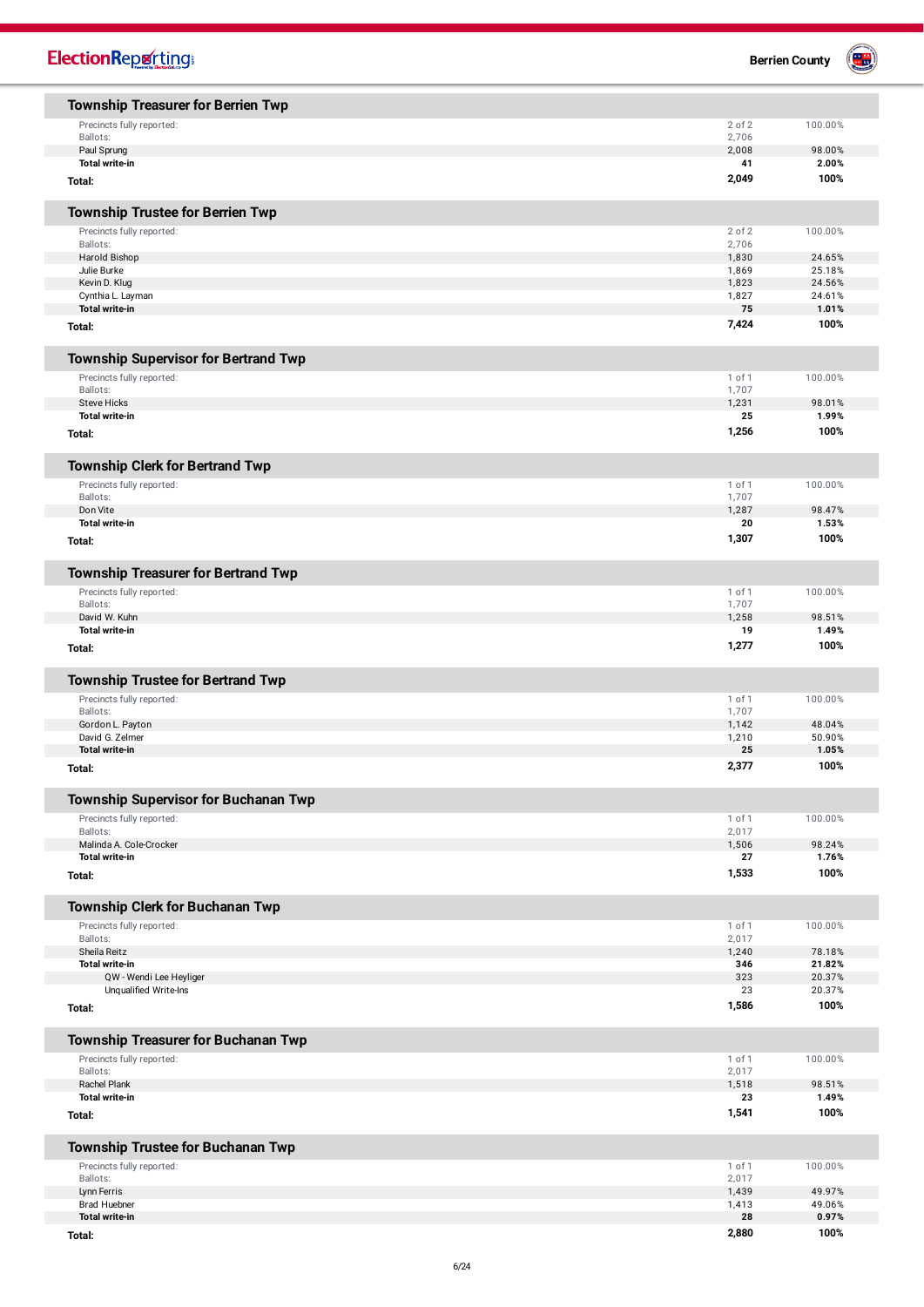## Township Treasurer for Berrien Twp

| | | |
|---|---|---|
| Precincts fully reported: | 2 of 2 | 100.00% |
| Ballots: | 2,706 | |
| Paul Sprung | 2,008 | 98.00% |
| **Total write-in** | **41** | **2.00%** |
| **Total:** | **2,049** | **100%** |

## Township Trustee for Berrien Twp

| | | |
|---|---|---|
| Precincts fully reported: | 2 of 2 | 100.00% |
| Ballots: | 2,706 | |
| Harold Bishop | 1,830 | 24.65% |
| Julie Burke | 1,869 | 25.18% |
| Kevin D. Klug | 1,823 | 24.56% |
| Cynthia L. Layman | 1,827 | 24.61% |
| **Total write-in** | **75** | **1.01%** |
| **Total:** | **7,424** | **100%** |

## Township Supervisor for Bertrand Twp

| | | |
|---|---|---|
| Precincts fully reported: | 1 of 1 | 100.00% |
| Ballots: | 1,707 | |
| Steve Hicks | 1,231 | 98.01% |
| **Total write-in** | **25** | **1.99%** |
| **Total:** | **1,256** | **100%** |

## Township Clerk for Bertrand Twp

| | | |
|---|---|---|
| Precincts fully reported: | 1 of 1 | 100.00% |
| Ballots: | 1,707 | |
| Don Vite | 1,287 | 98.47% |
| **Total write-in** | **20** | **1.53%** |
| **Total:** | **1,307** | **100%** |

## Township Treasurer for Bertrand Twp

| | | |
|---|---|---|
| Precincts fully reported: | 1 of 1 | 100.00% |
| Ballots: | 1,707 | |
| David W. Kuhn | 1,258 | 98.51% |
| **Total write-in** | **19** | **1.49%** |
| **Total:** | **1,277** | **100%** |

## Township Trustee for Bertrand Twp

| | | |
|---|---|---|
| Precincts fully reported: | 1 of 1 | 100.00% |
| Ballots: | 1,707 | |
| Gordon L. Payton | 1,142 | 48.04% |
| David G. Zelmer | 1,210 | 50.90% |
| **Total write-in** | **25** | **1.05%** |
| **Total:** | **2,377** | **100%** |

## Township Supervisor for Buchanan Twp

| | | |
|---|---|---|
| Precincts fully reported: | 1 of 1 | 100.00% |
| Ballots: | 2,017 | |
| Malinda A. Cole-Crocker | 1,506 | 98.24% |
| **Total write-in** | **27** | **1.76%** |
| **Total:** | **1,533** | **100%** |

## Township Clerk for Buchanan Twp

| | | |
|---|---|---|
| Precincts fully reported: | 1 of 1 | 100.00% |
| Ballots: | 2,017 | |
| Sheila Reitz | 1,240 | 78.18% |
| **Total write-in** | **346** | **21.82%** |
| QW - Wendi Lee Heyliger | 323 | 20.37% |
| Unqualified Write-Ins | 23 | 20.37% |
| **Total:** | **1,586** | **100%** |

## Township Treasurer for Buchanan Twp

| | | |
|---|---|---|
| Precincts fully reported: | 1 of 1 | 100.00% |
| Ballots: | 2,017 | |
| Rachel Plank | 1,518 | 98.51% |
| **Total write-in** | **23** | **1.49%** |
| **Total:** | **1,541** | **100%** |

## Township Trustee for Buchanan Twp

| | | |
|---|---|---|
| Precincts fully reported: | 1 of 1 | 100.00% |
| Ballots: | 2,017 | |
| Lynn Ferris | 1,439 | 49.97% |
| Brad Huebner | 1,413 | 49.06% |
| **Total write-in** | **28** | **0.97%** |
| **Total:** | **2,880** | **100%** |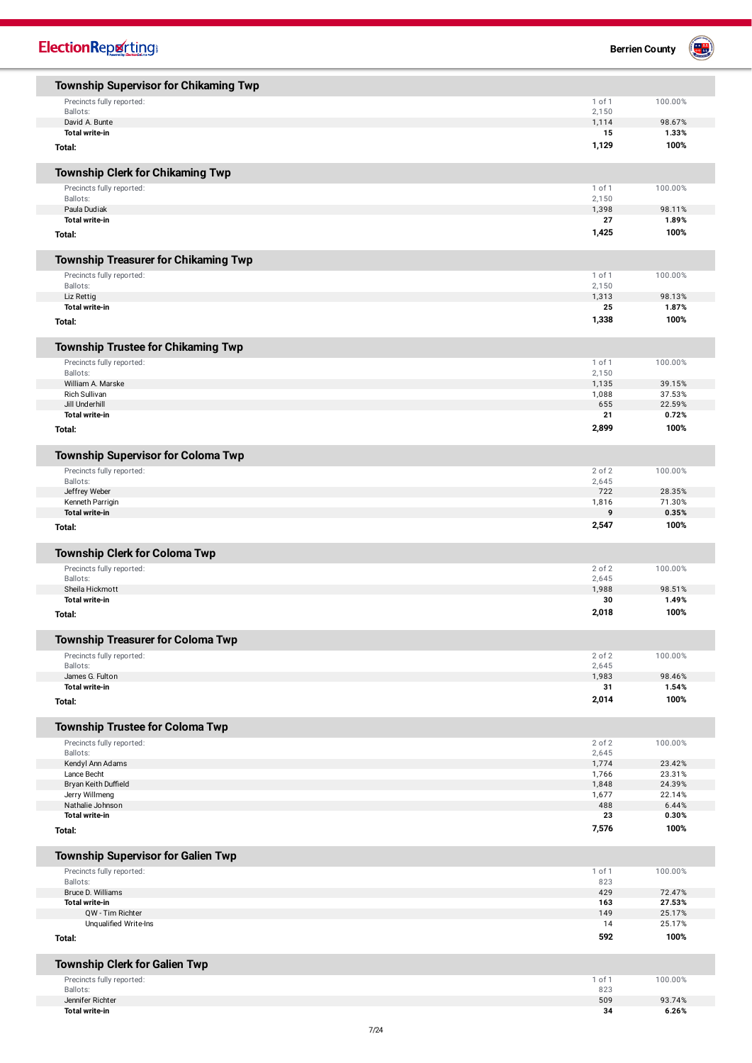## Township Supervisor for Chikaming Twp

| | | |
|---|---|---|
| Precincts fully reported: | 1 of 1 | 100.00% |
| Ballots: | 2,150 | |
| David A. Bunte | 1,114 | 98.67% |
| **Total write-in** | **15** | **1.33%** |
| **Total:** | **1,129** | **100%** |

## Township Clerk for Chikaming Twp

| | | |
|---|---|---|
| Precincts fully reported: | 1 of 1 | 100.00% |
| Ballots: | 2,150 | |
| Paula Dudiak | 1,398 | 98.11% |
| **Total write-in** | **27** | **1.89%** |
| **Total:** | **1,425** | **100%** |

## Township Treasurer for Chikaming Twp

| | | |
|---|---|---|
| Precincts fully reported: | 1 of 1 | 100.00% |
| Ballots: | 2,150 | |
| Liz Rettig | 1,313 | 98.13% |
| **Total write-in** | **25** | **1.87%** |
| **Total:** | **1,338** | **100%** |

## Township Trustee for Chikaming Twp

| | | |
|---|---|---|
| Precincts fully reported: | 1 of 1 | 100.00% |
| Ballots: | 2,150 | |
| William A. Marske | 1,135 | 39.15% |
| Rich Sullivan | 1,088 | 37.53% |
| Jill Underhill | 655 | 22.59% |
| **Total write-in** | **21** | **0.72%** |
| **Total:** | **2,899** | **100%** |

## Township Supervisor for Coloma Twp

| | | |
|---|---|---|
| Precincts fully reported: | 2 of 2 | 100.00% |
| Ballots: | 2,645 | |
| Jeffrey Weber | 722 | 28.35% |
| Kenneth Parrigin | 1,816 | 71.30% |
| **Total write-in** | **9** | **0.35%** |
| **Total:** | **2,547** | **100%** |

## Township Clerk for Coloma Twp

| | | |
|---|---|---|
| Precincts fully reported: | 2 of 2 | 100.00% |
| Ballots: | 2,645 | |
| Sheila Hickmott | 1,988 | 98.51% |
| **Total write-in** | **30** | **1.49%** |
| **Total:** | **2,018** | **100%** |

## Township Treasurer for Coloma Twp

| | | |
|---|---|---|
| Precincts fully reported: | 2 of 2 | 100.00% |
| Ballots: | 2,645 | |
| James G. Fulton | 1,983 | 98.46% |
| **Total write-in** | **31** | **1.54%** |
| **Total:** | **2,014** | **100%** |

## Township Trustee for Coloma Twp

| | | |
|---|---|---|
| Precincts fully reported: | 2 of 2 | 100.00% |
| Ballots: | 2,645 | |
| Kendyl Ann Adams | 1,774 | 23.42% |
| Lance Becht | 1,766 | 23.31% |
| Bryan Keith Duffield | 1,848 | 24.39% |
| Jerry Willmeng | 1,677 | 22.14% |
| Nathalie Johnson | 488 | 6.44% |
| **Total write-in** | **23** | **0.30%** |
| **Total:** | **7,576** | **100%** |

## Township Supervisor for Galien Twp

| | | |
|---|---|---|
| Precincts fully reported: | 1 of 1 | 100.00% |
| Ballots: | 823 | |
| Bruce D. Williams | 429 | 72.47% |
| **Total write-in** | **163** | **27.53%** |
| QW - Tim Richter | 149 | 25.17% |
| Unqualified Write-Ins | 14 | 25.17% |
| **Total:** | **592** | **100%** |

## Township Clerk for Galien Twp

| | | |
|---|---|---|
| Precincts fully reported: | 1 of 1 | 100.00% |
| Ballots: | 823 | |
| Jennifer Richter | 509 | 93.74% |
| **Total write-in** | **34** | **6.26%** |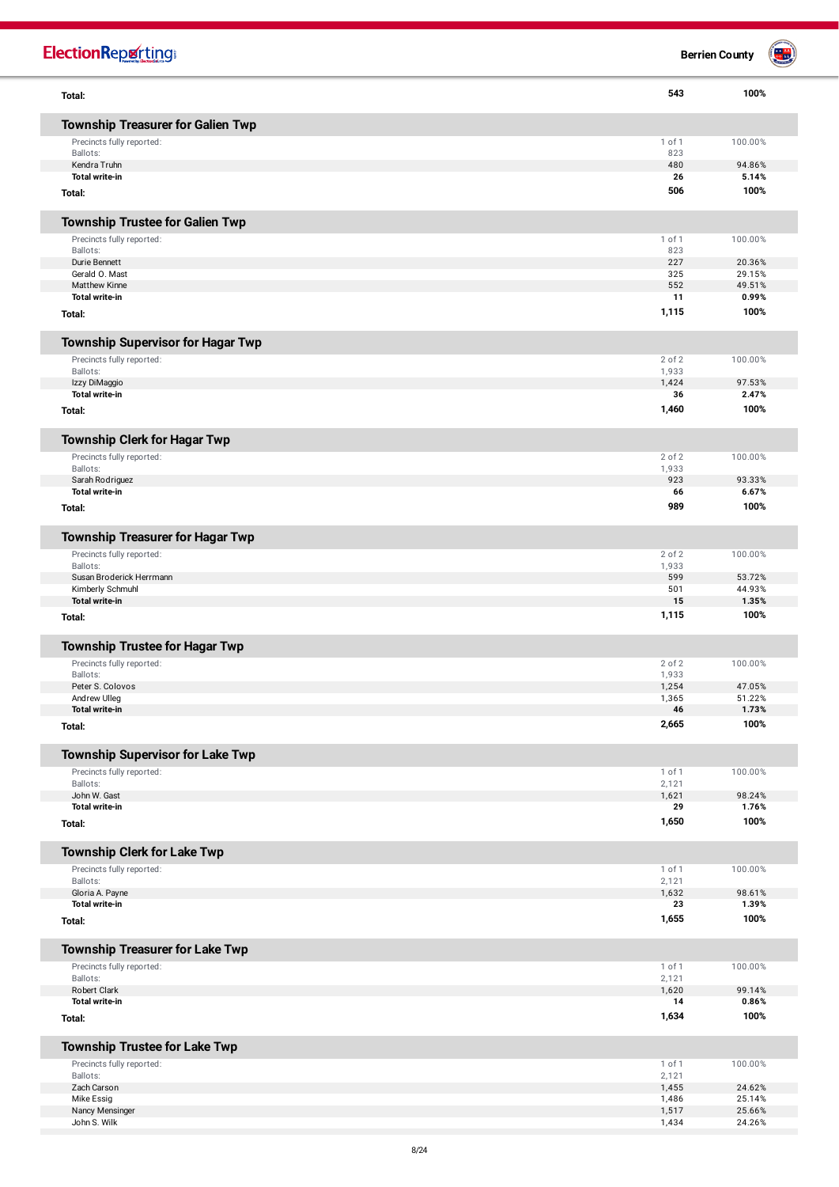| | | |
|---|---|---|
| **Total:** | **543** | **100%** |

## Township Treasurer for Galien Twp

| | | |
|---|---|---|
| Precincts fully reported: | 1 of 1 | 100.00% |
| Ballots: | 823 | |
| Kendra Truhn | 480 | 94.86% |
| **Total write-in** | **26** | **5.14%** |
| **Total:** | **506** | **100%** |

## Township Trustee for Galien Twp

| | | |
|---|---|---|
| Precincts fully reported: | 1 of 1 | 100.00% |
| Ballots: | 823 | |
| Durie Bennett | 227 | 20.36% |
| Gerald O. Mast | 325 | 29.15% |
| Matthew Kinne | 552 | 49.51% |
| **Total write-in** | **11** | **0.99%** |
| **Total:** | **1,115** | **100%** |

## Township Supervisor for Hagar Twp

| | | |
|---|---|---|
| Precincts fully reported: | 2 of 2 | 100.00% |
| Ballots: | 1,933 | |
| Izzy DiMaggio | 1,424 | 97.53% |
| **Total write-in** | **36** | **2.47%** |
| **Total:** | **1,460** | **100%** |

## Township Clerk for Hagar Twp

| | | |
|---|---|---|
| Precincts fully reported: | 2 of 2 | 100.00% |
| Ballots: | 1,933 | |
| Sarah Rodriguez | 923 | 93.33% |
| **Total write-in** | **66** | **6.67%** |
| **Total:** | **989** | **100%** |

## Township Treasurer for Hagar Twp

| | | |
|---|---|---|
| Precincts fully reported: | 2 of 2 | 100.00% |
| Ballots: | 1,933 | |
| Susan Broderick Herrmann | 599 | 53.72% |
| Kimberly Schmuhl | 501 | 44.93% |
| **Total write-in** | **15** | **1.35%** |
| **Total:** | **1,115** | **100%** |

## Township Trustee for Hagar Twp

| | | |
|---|---|---|
| Precincts fully reported: | 2 of 2 | 100.00% |
| Ballots: | 1,933 | |
| Peter S. Colovos | 1,254 | 47.05% |
| Andrew Ulleg | 1,365 | 51.22% |
| **Total write-in** | **46** | **1.73%** |
| **Total:** | **2,665** | **100%** |

## Township Supervisor for Lake Twp

| | | |
|---|---|---|
| Precincts fully reported: | 1 of 1 | 100.00% |
| Ballots: | 2,121 | |
| John W. Gast | 1,621 | 98.24% |
| **Total write-in** | **29** | **1.76%** |
| **Total:** | **1,650** | **100%** |

## Township Clerk for Lake Twp

| | | |
|---|---|---|
| Precincts fully reported: | 1 of 1 | 100.00% |
| Ballots: | 2,121 | |
| Gloria A. Payne | 1,632 | 98.61% |
| **Total write-in** | **23** | **1.39%** |
| **Total:** | **1,655** | **100%** |

## Township Treasurer for Lake Twp

| | | |
|---|---|---|
| Precincts fully reported: | 1 of 1 | 100.00% |
| Ballots: | 2,121 | |
| Robert Clark | 1,620 | 99.14% |
| **Total write-in** | **14** | **0.86%** |
| **Total:** | **1,634** | **100%** |

## Township Trustee for Lake Twp

| | | |
|---|---|---|
| Precincts fully reported: | 1 of 1 | 100.00% |
| Ballots: | 2,121 | |
| Zach Carson | 1,455 | 24.62% |
| Mike Essig | 1,486 | 25.14% |
| Nancy Mensinger | 1,517 | 25.66% |
| John S. Wilk | 1,434 | 24.26% |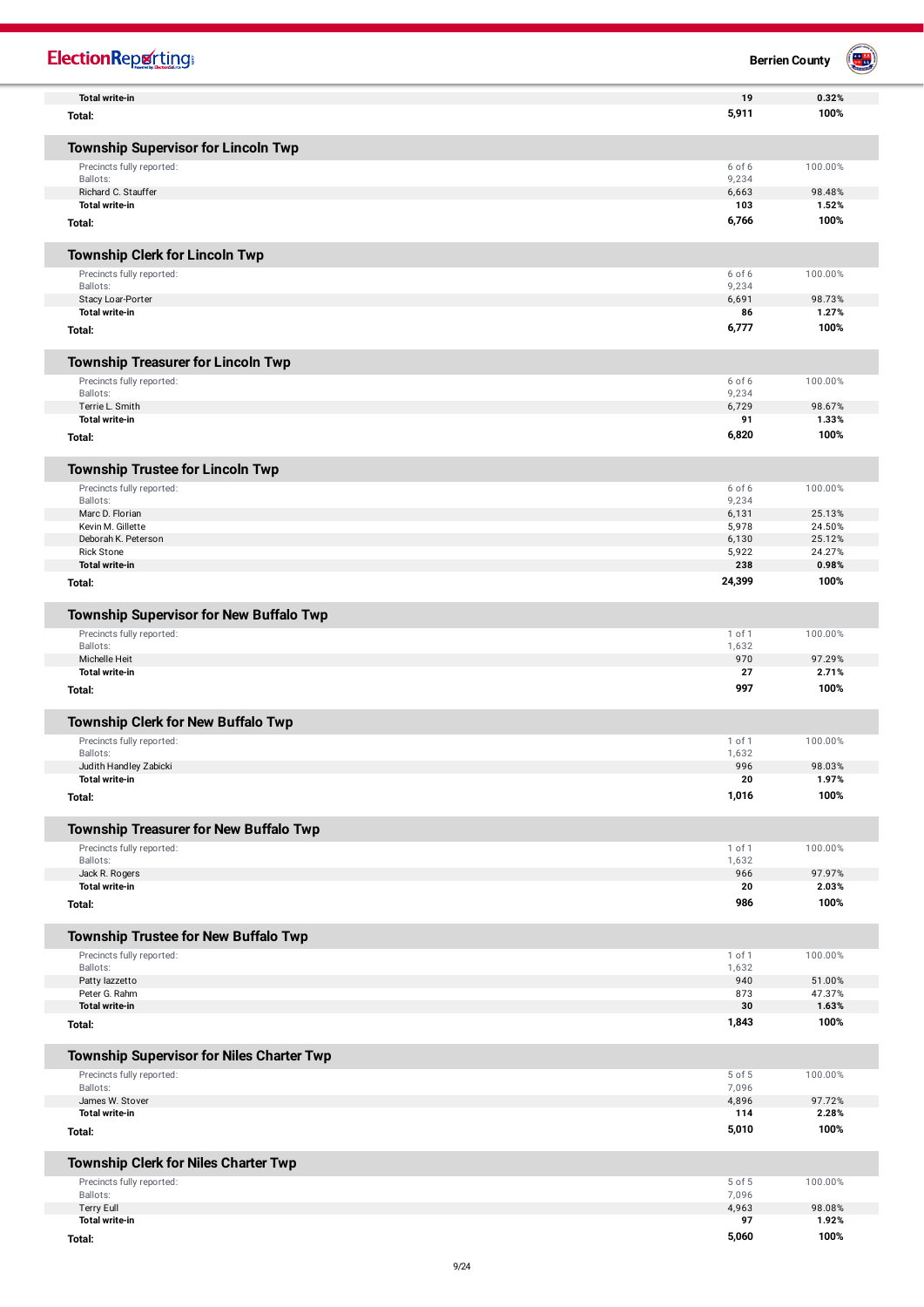| | | |
|---|---|---|
| **Total write-in** | **19** | **0.32%** |
| **Total:** | **5,911** | **100%** |

## Township Supervisor for Lincoln Twp

| | | |
|---|---|---|
| Precincts fully reported: | 6 of 6 | 100.00% |
| Ballots: | 9,234 | |
| Richard C. Stauffer | 6,663 | 98.48% |
| **Total write-in** | **103** | **1.52%** |
| **Total:** | **6,766** | **100%** |

## Township Clerk for Lincoln Twp

| | | |
|---|---|---|
| Precincts fully reported: | 6 of 6 | 100.00% |
| Ballots: | 9,234 | |
| Stacy Loar-Porter | 6,691 | 98.73% |
| **Total write-in** | **86** | **1.27%** |
| **Total:** | **6,777** | **100%** |

## Township Treasurer for Lincoln Twp

| | | |
|---|---|---|
| Precincts fully reported: | 6 of 6 | 100.00% |
| Ballots: | 9,234 | |
| Terrie L. Smith | 6,729 | 98.67% |
| **Total write-in** | **91** | **1.33%** |
| **Total:** | **6,820** | **100%** |

## Township Trustee for Lincoln Twp

| | | |
|---|---|---|
| Precincts fully reported: | 6 of 6 | 100.00% |
| Ballots: | 9,234 | |
| Marc D. Florian | 6,131 | 25.13% |
| Kevin M. Gillette | 5,978 | 24.50% |
| Deborah K. Peterson | 6,130 | 25.12% |
| Rick Stone | 5,922 | 24.27% |
| **Total write-in** | **238** | **0.98%** |
| **Total:** | **24,399** | **100%** |

## Township Supervisor for New Buffalo Twp

| | | |
|---|---|---|
| Precincts fully reported: | 1 of 1 | 100.00% |
| Ballots: | 1,632 | |
| Michelle Heit | 970 | 97.29% |
| **Total write-in** | **27** | **2.71%** |
| **Total:** | **997** | **100%** |

## Township Clerk for New Buffalo Twp

| | | |
|---|---|---|
| Precincts fully reported: | 1 of 1 | 100.00% |
| Ballots: | 1,632 | |
| Judith Handley Zabicki | 996 | 98.03% |
| **Total write-in** | **20** | **1.97%** |
| **Total:** | **1,016** | **100%** |

## Township Treasurer for New Buffalo Twp

| | | |
|---|---|---|
| Precincts fully reported: | 1 of 1 | 100.00% |
| Ballots: | 1,632 | |
| Jack R. Rogers | 966 | 97.97% |
| **Total write-in** | **20** | **2.03%** |
| **Total:** | **986** | **100%** |

## Township Trustee for New Buffalo Twp

| | | |
|---|---|---|
| Precincts fully reported: | 1 of 1 | 100.00% |
| Ballots: | 1,632 | |
| Patty Iazzetto | 940 | 51.00% |
| Peter G. Rahm | 873 | 47.37% |
| **Total write-in** | **30** | **1.63%** |
| **Total:** | **1,843** | **100%** |

## Township Supervisor for Niles Charter Twp

| | | |
|---|---|---|
| Precincts fully reported: | 5 of 5 | 100.00% |
| Ballots: | 7,096 | |
| James W. Stover | 4,896 | 97.72% |
| **Total write-in** | **114** | **2.28%** |
| **Total:** | **5,010** | **100%** |

## Township Clerk for Niles Charter Twp

| | | |
|---|---|---|
| Precincts fully reported: | 5 of 5 | 100.00% |
| Ballots: | 7,096 | |
| Terry Eull | 4,963 | 98.08% |
| **Total write-in** | **97** | **1.92%** |
| **Total:** | **5,060** | **100%** |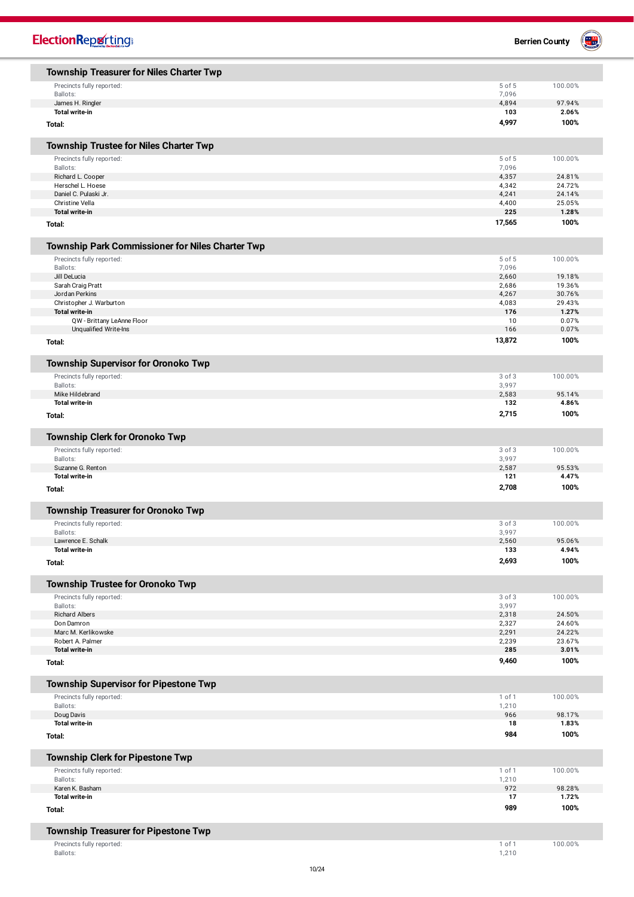## Township Treasurer for Niles Charter Twp

| | | |
|---|---|---|
| Precincts fully reported: | 5 of 5 | 100.00% |
| Ballots: | 7,096 | |
| James H. Ringler | 4,894 | 97.94% |
| **Total write-in** | **103** | **2.06%** |
| **Total:** | **4,997** | **100%** |

## Township Trustee for Niles Charter Twp

| | | |
|---|---|---|
| Precincts fully reported: | 5 of 5 | 100.00% |
| Ballots: | 7,096 | |
| Richard L. Cooper | 4,357 | 24.81% |
| Herschel L. Hoese | 4,342 | 24.72% |
| Daniel C. Pulaski Jr. | 4,241 | 24.14% |
| Christine Vella | 4,400 | 25.05% |
| **Total write-in** | **225** | **1.28%** |
| **Total:** | **17,565** | **100%** |

## Township Park Commissioner for Niles Charter Twp

| | | |
|---|---|---|
| Precincts fully reported: | 5 of 5 | 100.00% |
| Ballots: | 7,096 | |
| Jill DeLucia | 2,660 | 19.18% |
| Sarah Craig Pratt | 2,686 | 19.36% |
| Jordan Perkins | 4,267 | 30.76% |
| Christopher J. Warburton | 4,083 | 29.43% |
| **Total write-in** | **176** | **1.27%** |
| QW - Brittany LeAnne Floor | 10 | 0.07% |
| Unqualified Write-Ins | 166 | 0.07% |
| **Total:** | **13,872** | **100%** |

## Township Supervisor for Oronoko Twp

| | | |
|---|---|---|
| Precincts fully reported: | 3 of 3 | 100.00% |
| Ballots: | 3,997 | |
| Mike Hildebrand | 2,583 | 95.14% |
| **Total write-in** | **132** | **4.86%** |
| **Total:** | **2,715** | **100%** |

## Township Clerk for Oronoko Twp

| | | |
|---|---|---|
| Precincts fully reported: | 3 of 3 | 100.00% |
| Ballots: | 3,997 | |
| Suzanne G. Renton | 2,587 | 95.53% |
| **Total write-in** | **121** | **4.47%** |
| **Total:** | **2,708** | **100%** |

## Township Treasurer for Oronoko Twp

| | | |
|---|---|---|
| Precincts fully reported: | 3 of 3 | 100.00% |
| Ballots: | 3,997 | |
| Lawrence E. Schalk | 2,560 | 95.06% |
| **Total write-in** | **133** | **4.94%** |
| **Total:** | **2,693** | **100%** |

## Township Trustee for Oronoko Twp

| | | |
|---|---|---|
| Precincts fully reported: | 3 of 3 | 100.00% |
| Ballots: | 3,997 | |
| Richard Albers | 2,318 | 24.50% |
| Don Damron | 2,327 | 24.60% |
| Marc M. Kerlikowske | 2,291 | 24.22% |
| Robert A. Palmer | 2,239 | 23.67% |
| **Total write-in** | **285** | **3.01%** |
| **Total:** | **9,460** | **100%** |

## Township Supervisor for Pipestone Twp

| | | |
|---|---|---|
| Precincts fully reported: | 1 of 1 | 100.00% |
| Ballots: | 1,210 | |
| Doug Davis | 966 | 98.17% |
| **Total write-in** | **18** | **1.83%** |
| **Total:** | **984** | **100%** |

## Township Clerk for Pipestone Twp

| | | |
|---|---|---|
| Precincts fully reported: | 1 of 1 | 100.00% |
| Ballots: | 1,210 | |
| Karen K. Basham | 972 | 98.28% |
| **Total write-in** | **17** | **1.72%** |
| **Total:** | **989** | **100%** |

## Township Treasurer for Pipestone Twp

| | | |
|---|---|---|
| Precincts fully reported: | 1 of 1 | 100.00% |
| Ballots: | 1,210 | |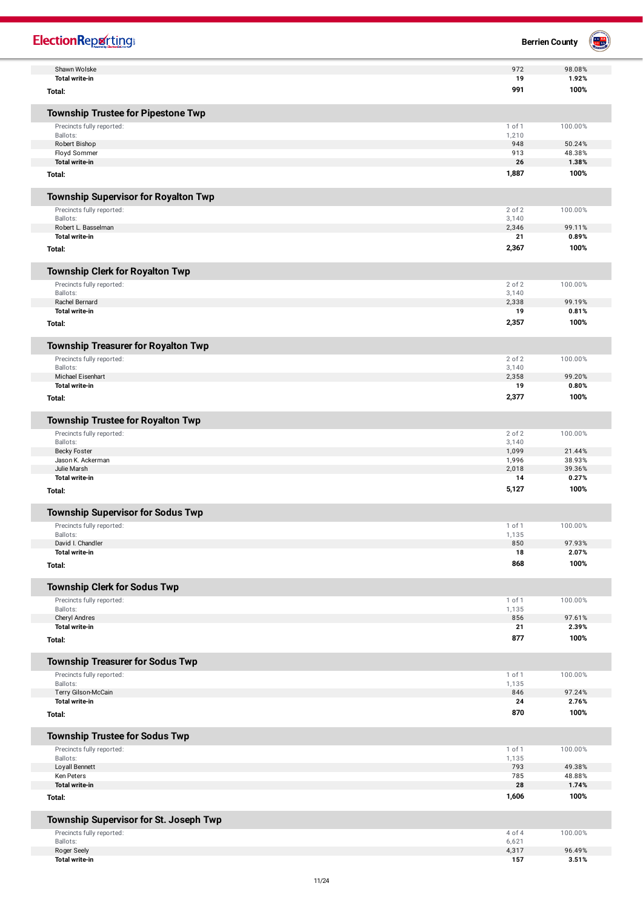| | | |
|---|---|---|
| Shawn Wolske | 972 | 98.08% |
| **Total write-in** | **19** | **1.92%** |
| **Total:** | **991** | **100%** |

## Township Trustee for Pipestone Twp

| | | |
|---|---|---|
| Precincts fully reported: | 1 of 1 | 100.00% |
| Ballots: | 1,210 | |
| Robert Bishop | 948 | 50.24% |
| Floyd Sommer | 913 | 48.38% |
| **Total write-in** | **26** | **1.38%** |
| **Total:** | **1,887** | **100%** |

## Township Supervisor for Royalton Twp

| | | |
|---|---|---|
| Precincts fully reported: | 2 of 2 | 100.00% |
| Ballots: | 3,140 | |
| Robert L. Basselman | 2,346 | 99.11% |
| **Total write-in** | **21** | **0.89%** |
| **Total:** | **2,367** | **100%** |

## Township Clerk for Royalton Twp

| | | |
|---|---|---|
| Precincts fully reported: | 2 of 2 | 100.00% |
| Ballots: | 3,140 | |
| Rachel Bernard | 2,338 | 99.19% |
| **Total write-in** | **19** | **0.81%** |
| **Total:** | **2,357** | **100%** |

## Township Treasurer for Royalton Twp

| | | |
|---|---|---|
| Precincts fully reported: | 2 of 2 | 100.00% |
| Ballots: | 3,140 | |
| Michael Eisenhart | 2,358 | 99.20% |
| **Total write-in** | **19** | **0.80%** |
| **Total:** | **2,377** | **100%** |

## Township Trustee for Royalton Twp

| | | |
|---|---|---|
| Precincts fully reported: | 2 of 2 | 100.00% |
| Ballots: | 3,140 | |
| Becky Foster | 1,099 | 21.44% |
| Jason K. Ackerman | 1,996 | 38.93% |
| Julie Marsh | 2,018 | 39.36% |
| **Total write-in** | **14** | **0.27%** |
| **Total:** | **5,127** | **100%** |

## Township Supervisor for Sodus Twp

| | | |
|---|---|---|
| Precincts fully reported: | 1 of 1 | 100.00% |
| Ballots: | 1,135 | |
| David I. Chandler | 850 | 97.93% |
| **Total write-in** | **18** | **2.07%** |
| **Total:** | **868** | **100%** |

## Township Clerk for Sodus Twp

| | | |
|---|---|---|
| Precincts fully reported: | 1 of 1 | 100.00% |
| Ballots: | 1,135 | |
| Cheryl Andres | 856 | 97.61% |
| **Total write-in** | **21** | **2.39%** |
| **Total:** | **877** | **100%** |

## Township Treasurer for Sodus Twp

| | | |
|---|---|---|
| Precincts fully reported: | 1 of 1 | 100.00% |
| Ballots: | 1,135 | |
| Terry Gilson-McCain | 846 | 97.24% |
| **Total write-in** | **24** | **2.76%** |
| **Total:** | **870** | **100%** |

## Township Trustee for Sodus Twp

| | | |
|---|---|---|
| Precincts fully reported: | 1 of 1 | 100.00% |
| Ballots: | 1,135 | |
| Loyall Bennett | 793 | 49.38% |
| Ken Peters | 785 | 48.88% |
| **Total write-in** | **28** | **1.74%** |
| **Total:** | **1,606** | **100%** |

## Township Supervisor for St. Joseph Twp

| | | |
|---|---|---|
| Precincts fully reported: | 4 of 4 | 100.00% |
| Ballots: | 6,621 | |
| Roger Seely | 4,317 | 96.49% |
| **Total write-in** | **157** | **3.51%** |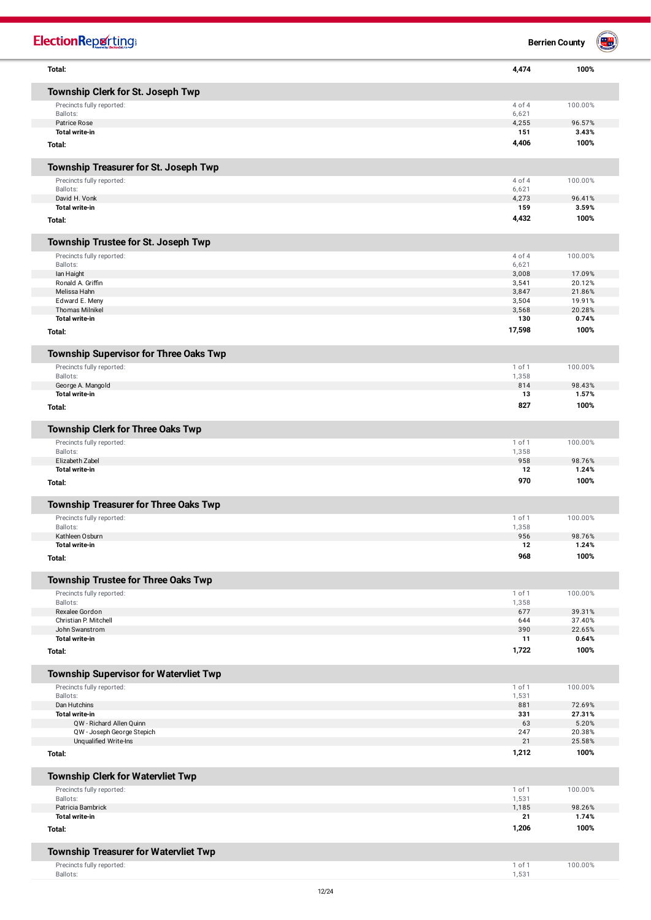| | | |
|---|---|---|
| **Total:** | **4,474** | **100%** |

## Township Clerk for St. Joseph Twp

| | | |
|---|---|---|
| Precincts fully reported: | 4 of 4 | 100.00% |
| Ballots: | 6,621 | |
| Patrice Rose | 4,255 | 96.57% |
| **Total write-in** | **151** | **3.43%** |
| **Total:** | **4,406** | **100%** |

## Township Treasurer for St. Joseph Twp

| | | |
|---|---|---|
| Precincts fully reported: | 4 of 4 | 100.00% |
| Ballots: | 6,621 | |
| David H. Vonk | 4,273 | 96.41% |
| **Total write-in** | **159** | **3.59%** |
| **Total:** | **4,432** | **100%** |

## Township Trustee for St. Joseph Twp

| | | |
|---|---|---|
| Precincts fully reported: | 4 of 4 | 100.00% |
| Ballots: | 6,621 | |
| Ian Haight | 3,008 | 17.09% |
| Ronald A. Griffin | 3,541 | 20.12% |
| Melissa Hahn | 3,847 | 21.86% |
| Edward E. Meny | 3,504 | 19.91% |
| Thomas Milnikel | 3,568 | 20.28% |
| **Total write-in** | **130** | **0.74%** |
| **Total:** | **17,598** | **100%** |

## Township Supervisor for Three Oaks Twp

| | | |
|---|---|---|
| Precincts fully reported: | 1 of 1 | 100.00% |
| Ballots: | 1,358 | |
| George A. Mangold | 814 | 98.43% |
| **Total write-in** | **13** | **1.57%** |
| **Total:** | **827** | **100%** |

## Township Clerk for Three Oaks Twp

| | | |
|---|---|---|
| Precincts fully reported: | 1 of 1 | 100.00% |
| Ballots: | 1,358 | |
| Elizabeth Zabel | 958 | 98.76% |
| **Total write-in** | **12** | **1.24%** |
| **Total:** | **970** | **100%** |

## Township Treasurer for Three Oaks Twp

| | | |
|---|---|---|
| Precincts fully reported: | 1 of 1 | 100.00% |
| Ballots: | 1,358 | |
| Kathleen Osburn | 956 | 98.76% |
| **Total write-in** | **12** | **1.24%** |
| **Total:** | **968** | **100%** |

## Township Trustee for Three Oaks Twp

| | | |
|---|---|---|
| Precincts fully reported: | 1 of 1 | 100.00% |
| Ballots: | 1,358 | |
| Rexalee Gordon | 677 | 39.31% |
| Christian P. Mitchell | 644 | 37.40% |
| John Swanstrom | 390 | 22.65% |
| **Total write-in** | **11** | **0.64%** |
| **Total:** | **1,722** | **100%** |

## Township Supervisor for Watervliet Twp

| | | |
|---|---|---|
| Precincts fully reported: | 1 of 1 | 100.00% |
| Ballots: | 1,531 | |
| Dan Hutchins | 881 | 72.69% |
| **Total write-in** | **331** | **27.31%** |
| QW - Richard Allen Quinn | 63 | 5.20% |
| QW - Joseph George Stepich | 247 | 20.38% |
| Unqualified Write-Ins | 21 | 25.58% |
| **Total:** | **1,212** | **100%** |

## Township Clerk for Watervliet Twp

| | | |
|---|---|---|
| Precincts fully reported: | 1 of 1 | 100.00% |
| Ballots: | 1,531 | |
| Patricia Bambrick | 1,185 | 98.26% |
| **Total write-in** | **21** | **1.74%** |
| **Total:** | **1,206** | **100%** |

## Township Treasurer for Watervliet Twp

| | | |
|---|---|---|
| Precincts fully reported: | 1 of 1 | 100.00% |
| Ballots: | 1,531 | |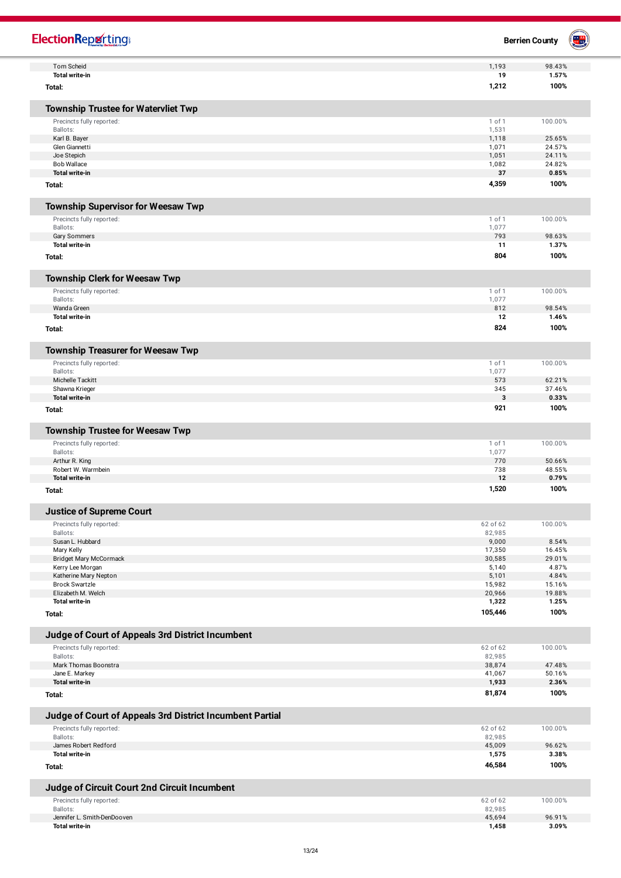| | | |
|---|---|---|
| Tom Scheid | 1,193 | 98.43% |
| **Total write-in** | **19** | **1.57%** |
| **Total:** | **1,212** | **100%** |

## Township Trustee for Watervliet Twp

| | | |
|---|---|---|
| Precincts fully reported: | 1 of 1 | 100.00% |
| Ballots: | 1,531 | |
| Karl B. Bayer | 1,118 | 25.65% |
| Glen Giannetti | 1,071 | 24.57% |
| Joe Stepich | 1,051 | 24.11% |
| Bob Wallace | 1,082 | 24.82% |
| **Total write-in** | **37** | **0.85%** |
| **Total:** | **4,359** | **100%** |

## Township Supervisor for Weesaw Twp

| | | |
|---|---|---|
| Precincts fully reported: | 1 of 1 | 100.00% |
| Ballots: | 1,077 | |
| Gary Sommers | 793 | 98.63% |
| **Total write-in** | **11** | **1.37%** |
| **Total:** | **804** | **100%** |

## Township Clerk for Weesaw Twp

| | | |
|---|---|---|
| Precincts fully reported: | 1 of 1 | 100.00% |
| Ballots: | 1,077 | |
| Wanda Green | 812 | 98.54% |
| **Total write-in** | **12** | **1.46%** |
| **Total:** | **824** | **100%** |

## Township Treasurer for Weesaw Twp

| | | |
|---|---|---|
| Precincts fully reported: | 1 of 1 | 100.00% |
| Ballots: | 1,077 | |
| Michelle Tackitt | 573 | 62.21% |
| Shawna Krieger | 345 | 37.46% |
| **Total write-in** | **3** | **0.33%** |
| **Total:** | **921** | **100%** |

## Township Trustee for Weesaw Twp

| | | |
|---|---|---|
| Precincts fully reported: | 1 of 1 | 100.00% |
| Ballots: | 1,077 | |
| Arthur R. King | 770 | 50.66% |
| Robert W. Warmbein | 738 | 48.55% |
| **Total write-in** | **12** | **0.79%** |
| **Total:** | **1,520** | **100%** |

## Justice of Supreme Court

| | | |
|---|---|---|
| Precincts fully reported: | 62 of 62 | 100.00% |
| Ballots: | 82,985 | |
| Susan L. Hubbard | 9,000 | 8.54% |
| Mary Kelly | 17,350 | 16.45% |
| Bridget Mary McCormack | 30,585 | 29.01% |
| Kerry Lee Morgan | 5,140 | 4.87% |
| Katherine Mary Nepton | 5,101 | 4.84% |
| Brock Swartzle | 15,982 | 15.16% |
| Elizabeth M. Welch | 20,966 | 19.88% |
| **Total write-in** | **1,322** | **1.25%** |
| **Total:** | **105,446** | **100%** |

## Judge of Court of Appeals 3rd District Incumbent

| | | |
|---|---|---|
| Precincts fully reported: | 62 of 62 | 100.00% |
| Ballots: | 82,985 | |
| Mark Thomas Boonstra | 38,874 | 47.48% |
| Jane E. Markey | 41,067 | 50.16% |
| **Total write-in** | **1,933** | **2.36%** |
| **Total:** | **81,874** | **100%** |

## Judge of Court of Appeals 3rd District Incumbent Partial

| | | |
|---|---|---|
| Precincts fully reported: | 62 of 62 | 100.00% |
| Ballots: | 82,985 | |
| James Robert Redford | 45,009 | 96.62% |
| **Total write-in** | **1,575** | **3.38%** |
| **Total:** | **46,584** | **100%** |

## Judge of Circuit Court 2nd Circuit Incumbent

| | | |
|---|---|---|
| Precincts fully reported: | 62 of 62 | 100.00% |
| Ballots: | 82,985 | |
| Jennifer L. Smith-DenDooven | 45,694 | 96.91% |
| **Total write-in** | **1,458** | **3.09%** |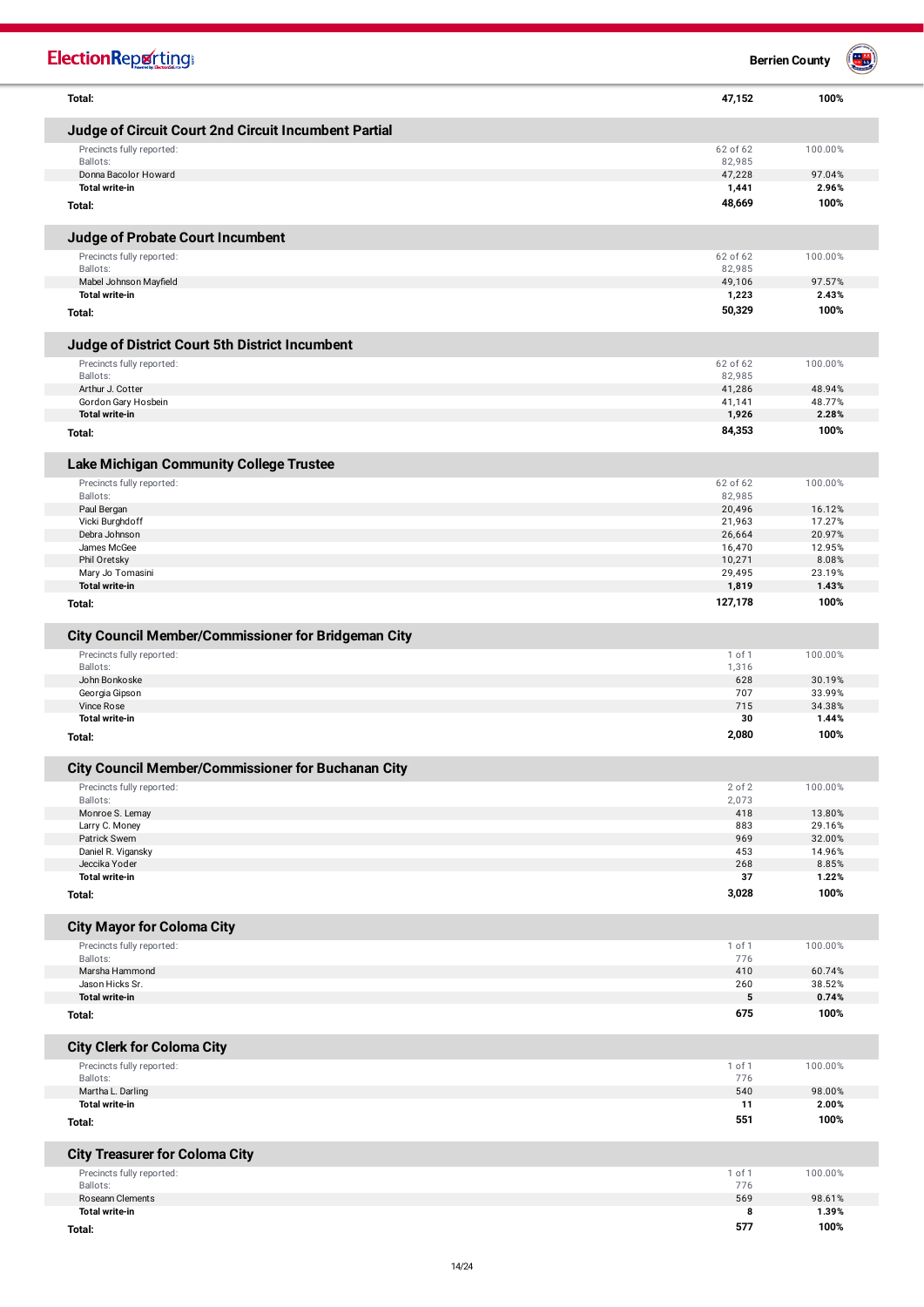| | | |
|---|---|---|
| **Total:** | **47,152** | **100%** |

## Judge of Circuit Court 2nd Circuit Incumbent Partial

| | | |
|---|---|---|
| Precincts fully reported: | 62 of 62 | 100.00% |
| Ballots: | 82,985 | |
| Donna Bacolor Howard | 47,228 | 97.04% |
| **Total write-in** | **1,441** | **2.96%** |
| **Total:** | **48,669** | **100%** |

## Judge of Probate Court Incumbent

| | | |
|---|---|---|
| Precincts fully reported: | 62 of 62 | 100.00% |
| Ballots: | 82,985 | |
| Mabel Johnson Mayfield | 49,106 | 97.57% |
| **Total write-in** | **1,223** | **2.43%** |
| **Total:** | **50,329** | **100%** |

## Judge of District Court 5th District Incumbent

| | | |
|---|---|---|
| Precincts fully reported: | 62 of 62 | 100.00% |
| Ballots: | 82,985 | |
| Arthur J. Cotter | 41,286 | 48.94% |
| Gordon Gary Hosbein | 41,141 | 48.77% |
| **Total write-in** | **1,926** | **2.28%** |
| **Total:** | **84,353** | **100%** |

## Lake Michigan Community College Trustee

| | | |
|---|---|---|
| Precincts fully reported: | 62 of 62 | 100.00% |
| Ballots: | 82,985 | |
| Paul Bergan | 20,496 | 16.12% |
| Vicki Burghdoff | 21,963 | 17.27% |
| Debra Johnson | 26,664 | 20.97% |
| James McGee | 16,470 | 12.95% |
| Phil Oretsky | 10,271 | 8.08% |
| Mary Jo Tomasini | 29,495 | 23.19% |
| **Total write-in** | **1,819** | **1.43%** |
| **Total:** | **127,178** | **100%** |

## City Council Member/Commissioner for Bridgeman City

| | | |
|---|---|---|
| Precincts fully reported: | 1 of 1 | 100.00% |
| Ballots: | 1,316 | |
| John Bonkoske | 628 | 30.19% |
| Georgia Gipson | 707 | 33.99% |
| Vince Rose | 715 | 34.38% |
| **Total write-in** | **30** | **1.44%** |
| **Total:** | **2,080** | **100%** |

## City Council Member/Commissioner for Buchanan City

| | | |
|---|---|---|
| Precincts fully reported: | 2 of 2 | 100.00% |
| Ballots: | 2,073 | |
| Monroe S. Lemay | 418 | 13.80% |
| Larry C. Money | 883 | 29.16% |
| Patrick Swem | 969 | 32.00% |
| Daniel R. Vigansky | 453 | 14.96% |
| Jeccika Yoder | 268 | 8.85% |
| **Total write-in** | **37** | **1.22%** |
| **Total:** | **3,028** | **100%** |

## City Mayor for Coloma City

| | | |
|---|---|---|
| Precincts fully reported: | 1 of 1 | 100.00% |
| Ballots: | 776 | |
| Marsha Hammond | 410 | 60.74% |
| Jason Hicks Sr. | 260 | 38.52% |
| **Total write-in** | **5** | **0.74%** |
| **Total:** | **675** | **100%** |

## City Clerk for Coloma City

| | | |
|---|---|---|
| Precincts fully reported: | 1 of 1 | 100.00% |
| Ballots: | 776 | |
| Martha L. Darling | 540 | 98.00% |
| **Total write-in** | **11** | **2.00%** |
| **Total:** | **551** | **100%** |

## City Treasurer for Coloma City

| | | |
|---|---|---|
| Precincts fully reported: | 1 of 1 | 100.00% |
| Ballots: | 776 | |
| Roseann Clements | 569 | 98.61% |
| **Total write-in** | **8** | **1.39%** |
| **Total:** | **577** | **100%** |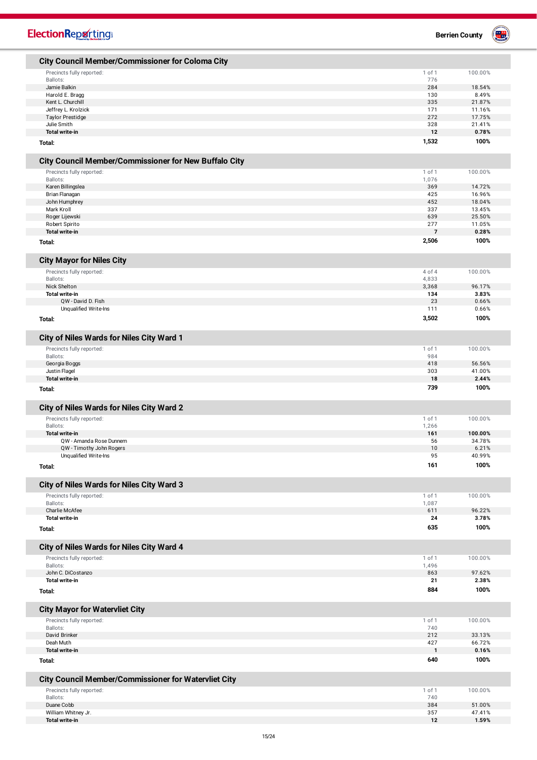## City Council Member/Commissioner for Coloma City

| | | |
|---|---|---|
| Precincts fully reported: | 1 of 1 | 100.00% |
| Ballots: | 776 | |
| Jamie Balkin | 284 | 18.54% |
| Harold E. Bragg | 130 | 8.49% |
| Kent L. Churchill | 335 | 21.87% |
| Jeffrey L. Krolzick | 171 | 11.16% |
| Taylor Prestidge | 272 | 17.75% |
| Julie Smith | 328 | 21.41% |
| **Total write-in** | **12** | **0.78%** |
| **Total:** | **1,532** | **100%** |

## City Council Member/Commissioner for New Buffalo City

| | | |
|---|---|---|
| Precincts fully reported: | 1 of 1 | 100.00% |
| Ballots: | 1,076 | |
| Karen Billingslea | 369 | 14.72% |
| Brian Flanagan | 425 | 16.96% |
| John Humphrey | 452 | 18.04% |
| Mark Kroll | 337 | 13.45% |
| Roger Lijewski | 639 | 25.50% |
| Robert Spirito | 277 | 11.05% |
| **Total write-in** | **7** | **0.28%** |
| **Total:** | **2,506** | **100%** |

## City Mayor for Niles City

| | | |
|---|---|---|
| Precincts fully reported: | 4 of 4 | 100.00% |
| Ballots: | 4,833 | |
| Nick Shelton | 3,368 | 96.17% |
| **Total write-in** | **134** | **3.83%** |
| QW - David D. Fish | 23 | 0.66% |
| Unqualified Write-Ins | 111 | 0.66% |
| **Total:** | **3,502** | **100%** |

## City of Niles Wards for Niles City Ward 1

| | | |
|---|---|---|
| Precincts fully reported: | 1 of 1 | 100.00% |
| Ballots: | 984 | |
| Georgia Boggs | 418 | 56.56% |
| Justin Flagel | 303 | 41.00% |
| **Total write-in** | **18** | **2.44%** |
| **Total:** | **739** | **100%** |

## City of Niles Wards for Niles City Ward 2

| | | |
|---|---|---|
| Precincts fully reported: | 1 of 1 | 100.00% |
| Ballots: | 1,266 | |
| **Total write-in** | **161** | **100.00%** |
| QW - Amanda Rose Dunnem | 56 | 34.78% |
| QW - Timothy John Rogers | 10 | 6.21% |
| Unqualified Write-Ins | 95 | 40.99% |
| **Total:** | **161** | **100%** |

## City of Niles Wards for Niles City Ward 3

| | | |
|---|---|---|
| Precincts fully reported: | 1 of 1 | 100.00% |
| Ballots: | 1,087 | |
| Charlie McAfee | 611 | 96.22% |
| **Total write-in** | **24** | **3.78%** |
| **Total:** | **635** | **100%** |

## City of Niles Wards for Niles City Ward 4

| | | |
|---|---|---|
| Precincts fully reported: | 1 of 1 | 100.00% |
| Ballots: | 1,496 | |
| John C. DiCostanzo | 863 | 97.62% |
| **Total write-in** | **21** | **2.38%** |
| **Total:** | **884** | **100%** |

## City Mayor for Watervliet City

| | | |
|---|---|---|
| Precincts fully reported: | 1 of 1 | 100.00% |
| Ballots: | 740 | |
| David Brinker | 212 | 33.13% |
| Deah Muth | 427 | 66.72% |
| **Total write-in** | **1** | **0.16%** |
| **Total:** | **640** | **100%** |

## City Council Member/Commissioner for Watervliet City

| | | |
|---|---|---|
| Precincts fully reported: | 1 of 1 | 100.00% |
| Ballots: | 740 | |
| Duane Cobb | 384 | 51.00% |
| William Whitney Jr. | 357 | 47.41% |
| **Total write-in** | **12** | **1.59%** |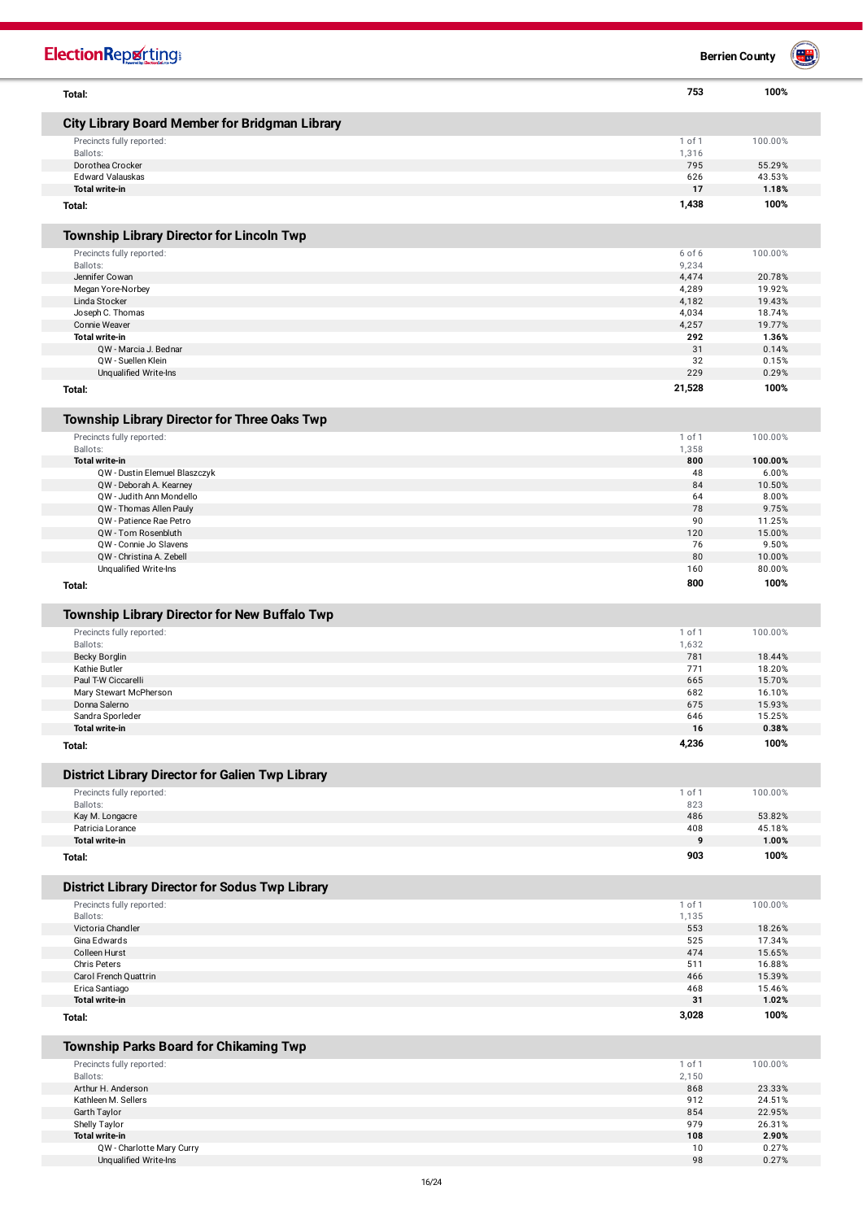| | | |
|---|---|---|
| **Total:** | **753** | **100%** |

## City Library Board Member for Bridgman Library

| | | |
|---|---|---|
| Precincts fully reported: | 1 of 1 | 100.00% |
| Ballots: | 1,316 | |
| Dorothea Crocker | 795 | 55.29% |
| Edward Valauskas | 626 | 43.53% |
| **Total write-in** | **17** | **1.18%** |
| **Total:** | **1,438** | **100%** |

## Township Library Director for Lincoln Twp

| | | |
|---|---|---|
| Precincts fully reported: | 6 of 6 | 100.00% |
| Ballots: | 9,234 | |
| Jennifer Cowan | 4,474 | 20.78% |
| Megan Yore-Norbey | 4,289 | 19.92% |
| Linda Stocker | 4,182 | 19.43% |
| Joseph C. Thomas | 4,034 | 18.74% |
| Connie Weaver | 4,257 | 19.77% |
| **Total write-in** | **292** | **1.36%** |
| QW - Marcia J. Bednar | 31 | 0.14% |
| QW - Suellen Klein | 32 | 0.15% |
| Unqualified Write-Ins | 229 | 0.29% |
| **Total:** | **21,528** | **100%** |

## Township Library Director for Three Oaks Twp

| | | |
|---|---|---|
| Precincts fully reported: | 1 of 1 | 100.00% |
| Ballots: | 1,358 | |
| **Total write-in** | **800** | **100.00%** |
| QW - Dustin Elemuel Blaszczyk | 48 | 6.00% |
| QW - Deborah A. Kearney | 84 | 10.50% |
| QW - Judith Ann Mondello | 64 | 8.00% |
| QW - Thomas Allen Pauly | 78 | 9.75% |
| QW - Patience Rae Petro | 90 | 11.25% |
| QW - Tom Rosenbluth | 120 | 15.00% |
| QW - Connie Jo Slavens | 76 | 9.50% |
| QW - Christina A. Zebell | 80 | 10.00% |
| Unqualified Write-Ins | 160 | 80.00% |
| **Total:** | **800** | **100%** |

## Township Library Director for New Buffalo Twp

| | | |
|---|---|---|
| Precincts fully reported: | 1 of 1 | 100.00% |
| Ballots: | 1,632 | |
| Becky Borglin | 781 | 18.44% |
| Kathie Butler | 771 | 18.20% |
| Paul T-W Ciccarelli | 665 | 15.70% |
| Mary Stewart McPherson | 682 | 16.10% |
| Donna Salerno | 675 | 15.93% |
| Sandra Sporleder | 646 | 15.25% |
| **Total write-in** | **16** | **0.38%** |
| **Total:** | **4,236** | **100%** |

## District Library Director for Galien Twp Library

| | | |
|---|---|---|
| Precincts fully reported: | 1 of 1 | 100.00% |
| Ballots: | 823 | |
| Kay M. Longacre | 486 | 53.82% |
| Patricia Lorance | 408 | 45.18% |
| **Total write-in** | **9** | **1.00%** |
| **Total:** | **903** | **100%** |

## District Library Director for Sodus Twp Library

| | | |
|---|---|---|
| Precincts fully reported: | 1 of 1 | 100.00% |
| Ballots: | 1,135 | |
| Victoria Chandler | 553 | 18.26% |
| Gina Edwards | 525 | 17.34% |
| Colleen Hurst | 474 | 15.65% |
| Chris Peters | 511 | 16.88% |
| Carol French Quattrin | 466 | 15.39% |
| Erica Santiago | 468 | 15.46% |
| **Total write-in** | **31** | **1.02%** |
| **Total:** | **3,028** | **100%** |

## Township Parks Board for Chikaming Twp

| | | |
|---|---|---|
| Precincts fully reported: | 1 of 1 | 100.00% |
| Ballots: | 2,150 | |
| Arthur H. Anderson | 868 | 23.33% |
| Kathleen M. Sellers | 912 | 24.51% |
| Garth Taylor | 854 | 22.95% |
| Shelly Taylor | 979 | 26.31% |
| **Total write-in** | **108** | **2.90%** |
| QW - Charlotte Mary Curry | 10 | 0.27% |
| Unqualified Write-Ins | 98 | 0.27% |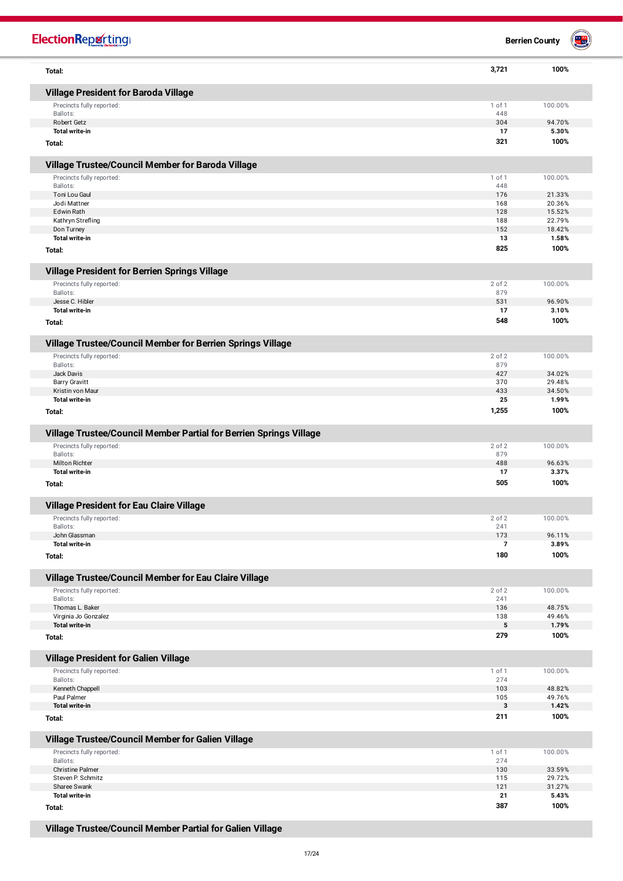| | | |
|---|---|---|
| **Total:** | **3,721** | **100%** |

## Village President for Baroda Village

| | | |
|---|---|---|
| Precincts fully reported: | 1 of 1 | 100.00% |
| Ballots: | 448 | |
| Robert Getz | 304 | 94.70% |
| **Total write-in** | **17** | **5.30%** |
| **Total:** | **321** | **100%** |

## Village Trustee/Council Member for Baroda Village

| | | |
|---|---|---|
| Precincts fully reported: | 1 of 1 | 100.00% |
| Ballots: | 448 | |
| Toni Lou Gaul | 176 | 21.33% |
| Jodi Mattner | 168 | 20.36% |
| Edwin Rath | 128 | 15.52% |
| Kathryn Strefling | 188 | 22.79% |
| Don Turney | 152 | 18.42% |
| **Total write-in** | **13** | **1.58%** |
| **Total:** | **825** | **100%** |

## Village President for Berrien Springs Village

| | | |
|---|---|---|
| Precincts fully reported: | 2 of 2 | 100.00% |
| Ballots: | 879 | |
| Jesse C. Hibler | 531 | 96.90% |
| **Total write-in** | **17** | **3.10%** |
| **Total:** | **548** | **100%** |

## Village Trustee/Council Member for Berrien Springs Village

| | | |
|---|---|---|
| Precincts fully reported: | 2 of 2 | 100.00% |
| Ballots: | 879 | |
| Jack Davis | 427 | 34.02% |
| Barry Gravitt | 370 | 29.48% |
| Kristin von Maur | 433 | 34.50% |
| **Total write-in** | **25** | **1.99%** |
| **Total:** | **1,255** | **100%** |

## Village Trustee/Council Member Partial for Berrien Springs Village

| | | |
|---|---|---|
| Precincts fully reported: | 2 of 2 | 100.00% |
| Ballots: | 879 | |
| Milton Richter | 488 | 96.63% |
| **Total write-in** | **17** | **3.37%** |
| **Total:** | **505** | **100%** |

## Village President for Eau Claire Village

| | | |
|---|---|---|
| Precincts fully reported: | 2 of 2 | 100.00% |
| Ballots: | 241 | |
| John Glassman | 173 | 96.11% |
| **Total write-in** | **7** | **3.89%** |
| **Total:** | **180** | **100%** |

## Village Trustee/Council Member for Eau Claire Village

| | | |
|---|---|---|
| Precincts fully reported: | 2 of 2 | 100.00% |
| Ballots: | 241 | |
| Thomas L. Baker | 136 | 48.75% |
| Virginia Jo Gonzalez | 138 | 49.46% |
| **Total write-in** | **5** | **1.79%** |
| **Total:** | **279** | **100%** |

## Village President for Galien Village

| | | |
|---|---|---|
| Precincts fully reported: | 1 of 1 | 100.00% |
| Ballots: | 274 | |
| Kenneth Chappell | 103 | 48.82% |
| Paul Palmer | 105 | 49.76% |
| **Total write-in** | **3** | **1.42%** |
| **Total:** | **211** | **100%** |

## Village Trustee/Council Member for Galien Village

| | | |
|---|---|---|
| Precincts fully reported: | 1 of 1 | 100.00% |
| Ballots: | 274 | |
| Christine Palmer | 130 | 33.59% |
| Steven P. Schmitz | 115 | 29.72% |
| Sharee Swank | 121 | 31.27% |
| **Total write-in** | **21** | **5.43%** |
| **Total:** | **387** | **100%** |

## Village Trustee/Council Member Partial for Galien Village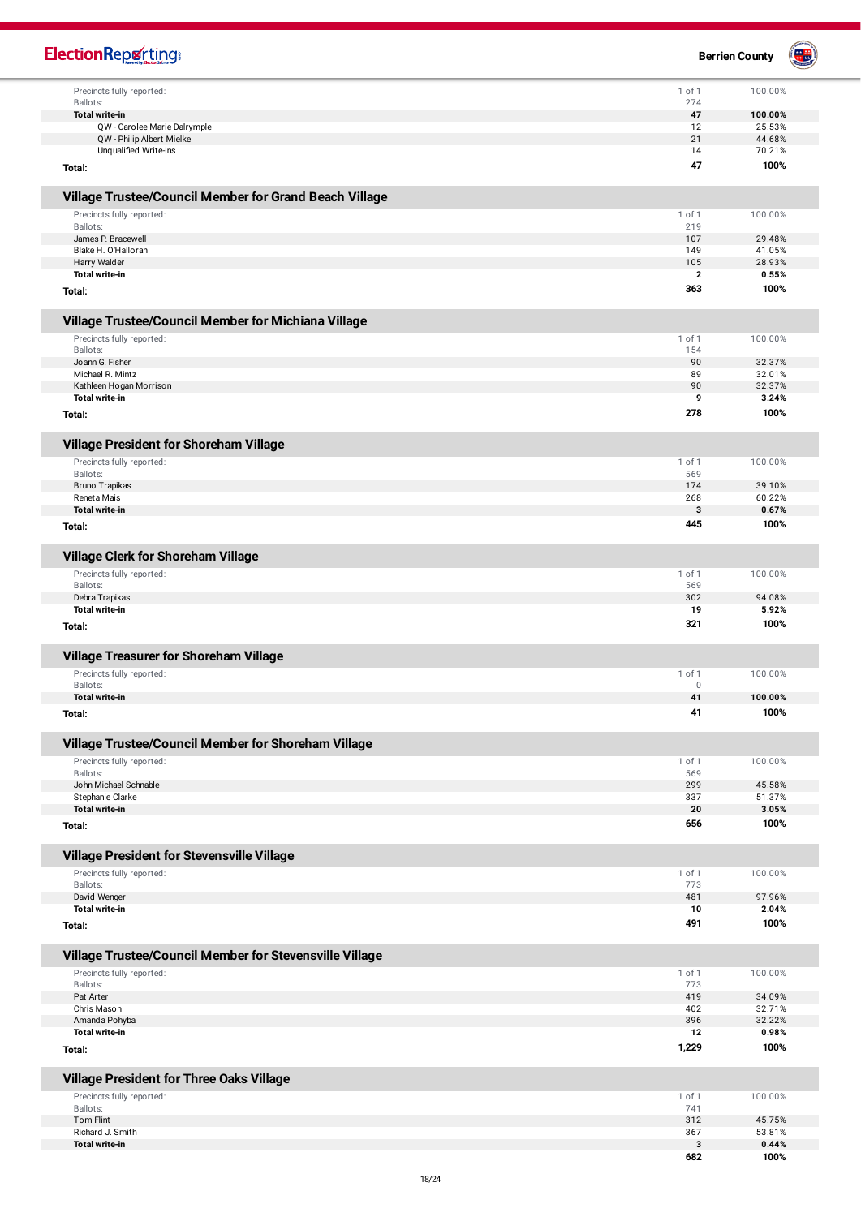| | | |
|---|---|---|
| Precincts fully reported: | 1 of 1 | 100.00% |
| Ballots: | 274 | |
| **Total write-in** | **47** | **100.00%** |
| QW - Carolee Marie Dalrymple | 12 | 25.53% |
| QW - Philip Albert Mielke | 21 | 44.68% |
| Unqualified Write-Ins | 14 | 70.21% |
| **Total:** | **47** | **100%** |

## Village Trustee/Council Member for Grand Beach Village

| | | |
|---|---|---|
| Precincts fully reported: | 1 of 1 | 100.00% |
| Ballots: | 219 | |
| James P. Bracewell | 107 | 29.48% |
| Blake H. O'Halloran | 149 | 41.05% |
| Harry Walder | 105 | 28.93% |
| **Total write-in** | **2** | **0.55%** |
| **Total:** | **363** | **100%** |

## Village Trustee/Council Member for Michiana Village

| | | |
|---|---|---|
| Precincts fully reported: | 1 of 1 | 100.00% |
| Ballots: | 154 | |
| Joann G. Fisher | 90 | 32.37% |
| Michael R. Mintz | 89 | 32.01% |
| Kathleen Hogan Morrison | 90 | 32.37% |
| **Total write-in** | **9** | **3.24%** |
| **Total:** | **278** | **100%** |

## Village President for Shoreham Village

| | | |
|---|---|---|
| Precincts fully reported: | 1 of 1 | 100.00% |
| Ballots: | 569 | |
| Bruno Trapikas | 174 | 39.10% |
| Reneta Mais | 268 | 60.22% |
| **Total write-in** | **3** | **0.67%** |
| **Total:** | **445** | **100%** |

## Village Clerk for Shoreham Village

| | | |
|---|---|---|
| Precincts fully reported: | 1 of 1 | 100.00% |
| Ballots: | 569 | |
| Debra Trapikas | 302 | 94.08% |
| **Total write-in** | **19** | **5.92%** |
| **Total:** | **321** | **100%** |

## Village Treasurer for Shoreham Village

| | | |
|---|---|---|
| Precincts fully reported: | 1 of 1 | 100.00% |
| Ballots: | 0 | |
| **Total write-in** | **41** | **100.00%** |
| **Total:** | **41** | **100%** |

## Village Trustee/Council Member for Shoreham Village

| | | |
|---|---|---|
| Precincts fully reported: | 1 of 1 | 100.00% |
| Ballots: | 569 | |
| John Michael Schnable | 299 | 45.58% |
| Stephanie Clarke | 337 | 51.37% |
| **Total write-in** | **20** | **3.05%** |
| **Total:** | **656** | **100%** |

## Village President for Stevensville Village

| | | |
|---|---|---|
| Precincts fully reported: | 1 of 1 | 100.00% |
| Ballots: | 773 | |
| David Wenger | 481 | 97.96% |
| **Total write-in** | **10** | **2.04%** |
| **Total:** | **491** | **100%** |

## Village Trustee/Council Member for Stevensville Village

| | | |
|---|---|---|
| Precincts fully reported: | 1 of 1 | 100.00% |
| Ballots: | 773 | |
| Pat Arter | 419 | 34.09% |
| Chris Mason | 402 | 32.71% |
| Amanda Pohyba | 396 | 32.22% |
| **Total write-in** | **12** | **0.98%** |
| **Total:** | **1,229** | **100%** |

## Village President for Three Oaks Village

| | | |
|---|---|---|
| Precincts fully reported: | 1 of 1 | 100.00% |
| Ballots: | 741 | |
| Tom Flint | 312 | 45.75% |
| Richard J. Smith | 367 | 53.81% |
| **Total write-in** | **3** | **0.44%** |
| | **682** | **100%** |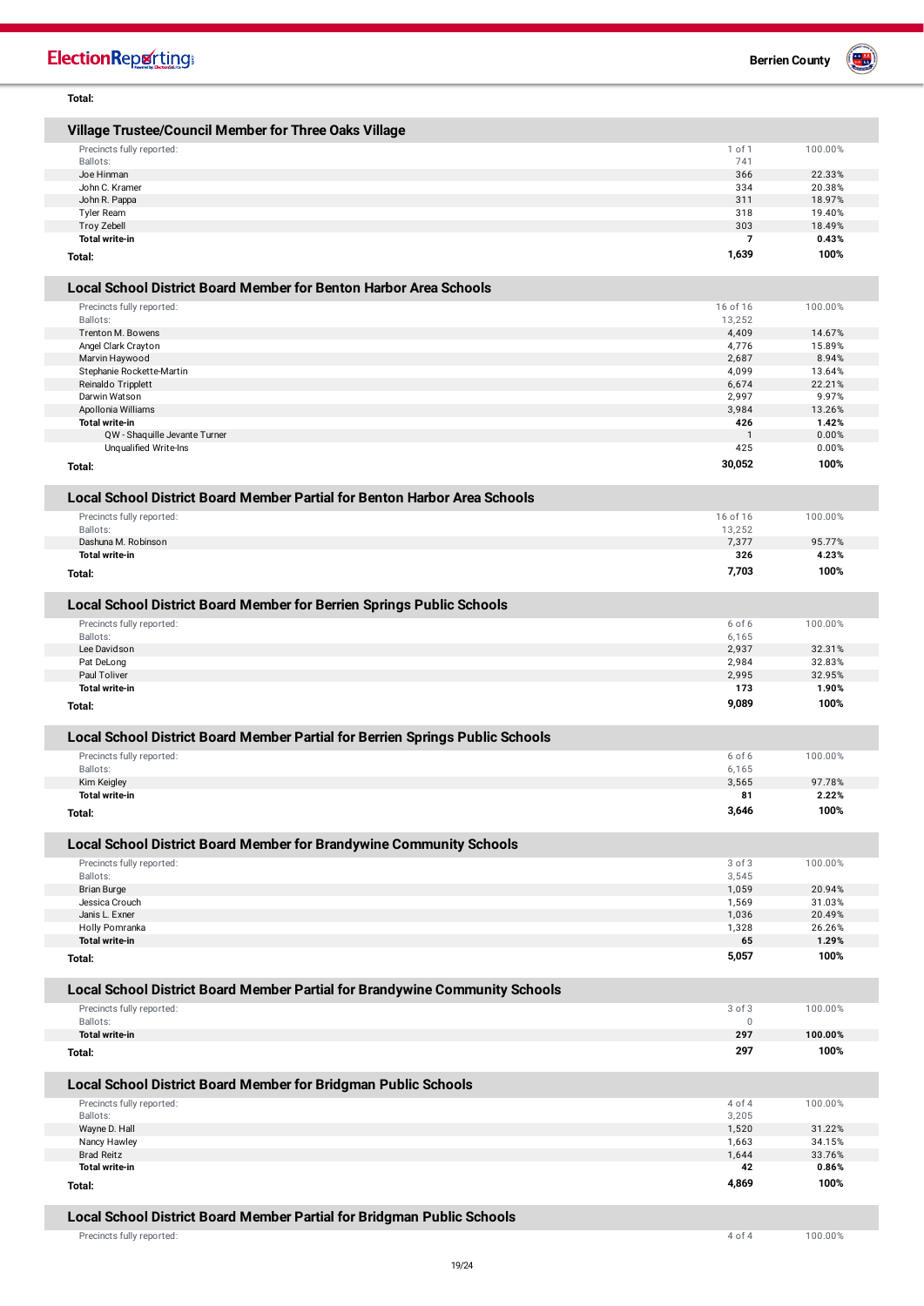**Total:**

## Village Trustee/Council Member for Three Oaks Village

| | | |
|---|---|---|
| Precincts fully reported: | 1 of 1 | 100.00% |
| Ballots: | 741 | |
| Joe Hinman | 366 | 22.33% |
| John C. Kramer | 334 | 20.38% |
| John R. Pappa | 311 | 18.97% |
| Tyler Ream | 318 | 19.40% |
| Troy Zebell | 303 | 18.49% |
| **Total write-in** | **7** | **0.43%** |
| **Total:** | **1,639** | **100%** |

## Local School District Board Member for Benton Harbor Area Schools

| | | |
|---|---|---|
| Precincts fully reported: | 16 of 16 | 100.00% |
| Ballots: | 13,252 | |
| Trenton M. Bowens | 4,409 | 14.67% |
| Angel Clark Crayton | 4,776 | 15.89% |
| Marvin Haywood | 2,687 | 8.94% |
| Stephanie Rockette-Martin | 4,099 | 13.64% |
| Reinaldo Tripplett | 6,674 | 22.21% |
| Darwin Watson | 2,997 | 9.97% |
| Apollonia Williams | 3,984 | 13.26% |
| **Total write-in** | **426** | **1.42%** |
| QW - Shaquille Jevante Turner | 1 | 0.00% |
| Unqualified Write-Ins | 425 | 0.00% |
| **Total:** | **30,052** | **100%** |

## Local School District Board Member Partial for Benton Harbor Area Schools

| | | |
|---|---|---|
| Precincts fully reported: | 16 of 16 | 100.00% |
| Ballots: | 13,252 | |
| Dashuna M. Robinson | 7,377 | 95.77% |
| **Total write-in** | **326** | **4.23%** |
| **Total:** | **7,703** | **100%** |

## Local School District Board Member for Berrien Springs Public Schools

| | | |
|---|---|---|
| Precincts fully reported: | 6 of 6 | 100.00% |
| Ballots: | 6,165 | |
| Lee Davidson | 2,937 | 32.31% |
| Pat DeLong | 2,984 | 32.83% |
| Paul Toliver | 2,995 | 32.95% |
| **Total write-in** | **173** | **1.90%** |
| **Total:** | **9,089** | **100%** |

## Local School District Board Member Partial for Berrien Springs Public Schools

| | | |
|---|---|---|
| Precincts fully reported: | 6 of 6 | 100.00% |
| Ballots: | 6,165 | |
| Kim Keigley | 3,565 | 97.78% |
| **Total write-in** | **81** | **2.22%** |
| **Total:** | **3,646** | **100%** |

## Local School District Board Member for Brandywine Community Schools

| | | |
|---|---|---|
| Precincts fully reported: | 3 of 3 | 100.00% |
| Ballots: | 3,545 | |
| Brian Burge | 1,059 | 20.94% |
| Jessica Crouch | 1,569 | 31.03% |
| Janis L. Exner | 1,036 | 20.49% |
| Holly Pomranka | 1,328 | 26.26% |
| **Total write-in** | **65** | **1.29%** |
| **Total:** | **5,057** | **100%** |

## Local School District Board Member Partial for Brandywine Community Schools

| | | |
|---|---|---|
| Precincts fully reported: | 3 of 3 | 100.00% |
| Ballots: | 0 | |
| **Total write-in** | **297** | **100.00%** |
| **Total:** | **297** | **100%** |

## Local School District Board Member for Bridgman Public Schools

| | | |
|---|---|---|
| Precincts fully reported: | 4 of 4 | 100.00% |
| Ballots: | 3,205 | |
| Wayne D. Hall | 1,520 | 31.22% |
| Nancy Hawley | 1,663 | 34.15% |
| Brad Reitz | 1,644 | 33.76% |
| **Total write-in** | **42** | **0.86%** |
| **Total:** | **4,869** | **100%** |

## Local School District Board Member Partial for Bridgman Public Schools

| | | |
|---|---|---|
| Precincts fully reported: | 4 of 4 | 100.00% |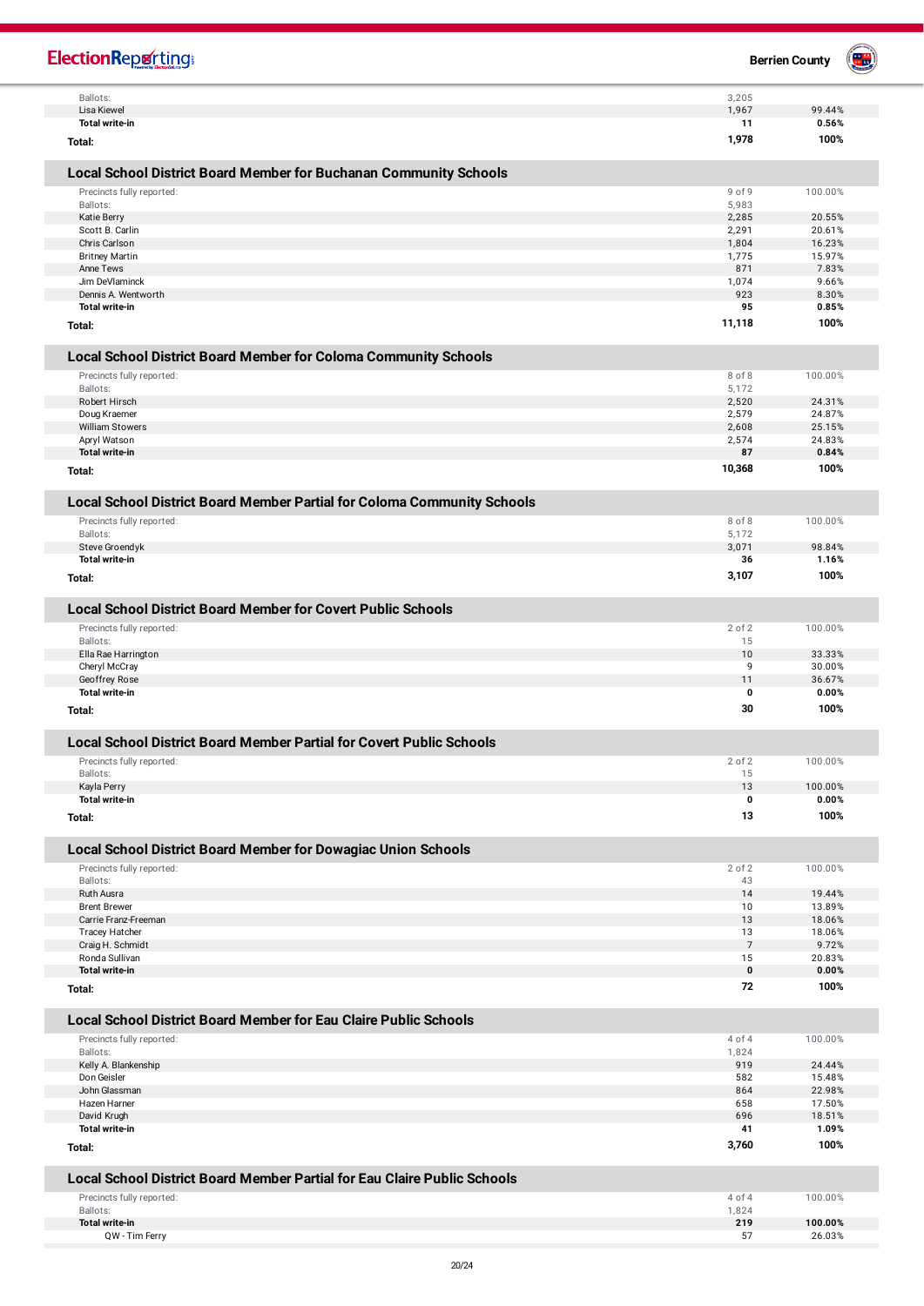| | | |
|---|---|---|
| Ballots: | 3,205 | |
| Lisa Kiewel | 1,967 | 99.44% |
| **Total write-in** | **11** | **0.56%** |
| **Total:** | **1,978** | **100%** |

## Local School District Board Member for Buchanan Community Schools

| | | |
|---|---|---|
| Precincts fully reported: | 9 of 9 | 100.00% |
| Ballots: | 5,983 | |
| Katie Berry | 2,285 | 20.55% |
| Scott B. Carlin | 2,291 | 20.61% |
| Chris Carlson | 1,804 | 16.23% |
| Britney Martin | 1,775 | 15.97% |
| Anne Tews | 871 | 7.83% |
| Jim DeVlaminck | 1,074 | 9.66% |
| Dennis A. Wentworth | 923 | 8.30% |
| **Total write-in** | **95** | **0.85%** |
| **Total:** | **11,118** | **100%** |

## Local School District Board Member for Coloma Community Schools

| | | |
|---|---|---|
| Precincts fully reported: | 8 of 8 | 100.00% |
| Ballots: | 5,172 | |
| Robert Hirsch | 2,520 | 24.31% |
| Doug Kraemer | 2,579 | 24.87% |
| William Stowers | 2,608 | 25.15% |
| Apryl Watson | 2,574 | 24.83% |
| **Total write-in** | **87** | **0.84%** |
| **Total:** | **10,368** | **100%** |

## Local School District Board Member Partial for Coloma Community Schools

| | | |
|---|---|---|
| Precincts fully reported: | 8 of 8 | 100.00% |
| Ballots: | 5,172 | |
| Steve Groendyk | 3,071 | 98.84% |
| **Total write-in** | **36** | **1.16%** |
| **Total:** | **3,107** | **100%** |

## Local School District Board Member for Covert Public Schools

| | | |
|---|---|---|
| Precincts fully reported: | 2 of 2 | 100.00% |
| Ballots: | 15 | |
| Ella Rae Harrington | 10 | 33.33% |
| Cheryl McCray | 9 | 30.00% |
| Geoffrey Rose | 11 | 36.67% |
| **Total write-in** | **0** | **0.00%** |
| **Total:** | **30** | **100%** |

## Local School District Board Member Partial for Covert Public Schools

| | | |
|---|---|---|
| Precincts fully reported: | 2 of 2 | 100.00% |
| Ballots: | 15 | |
| Kayla Perry | 13 | 100.00% |
| **Total write-in** | **0** | **0.00%** |
| **Total:** | **13** | **100%** |

## Local School District Board Member for Dowagiac Union Schools

| | | |
|---|---|---|
| Precincts fully reported: | 2 of 2 | 100.00% |
| Ballots: | 43 | |
| Ruth Ausra | 14 | 19.44% |
| Brent Brewer | 10 | 13.89% |
| Carrie Franz-Freeman | 13 | 18.06% |
| Tracey Hatcher | 13 | 18.06% |
| Craig H. Schmidt | 7 | 9.72% |
| Ronda Sullivan | 15 | 20.83% |
| **Total write-in** | **0** | **0.00%** |
| **Total:** | **72** | **100%** |

## Local School District Board Member for Eau Claire Public Schools

| | | |
|---|---|---|
| Precincts fully reported: | 4 of 4 | 100.00% |
| Ballots: | 1,824 | |
| Kelly A. Blankenship | 919 | 24.44% |
| Don Geisler | 582 | 15.48% |
| John Glassman | 864 | 22.98% |
| Hazen Harner | 658 | 17.50% |
| David Krugh | 696 | 18.51% |
| **Total write-in** | **41** | **1.09%** |
| **Total:** | **3,760** | **100%** |

## Local School District Board Member Partial for Eau Claire Public Schools

| | | |
|---|---|---|
| Precincts fully reported: | 4 of 4 | 100.00% |
| Ballots: | 1,824 | |
| **Total write-in** | **219** | **100.00%** |
| QW - Tim Ferry | 57 | 26.03% |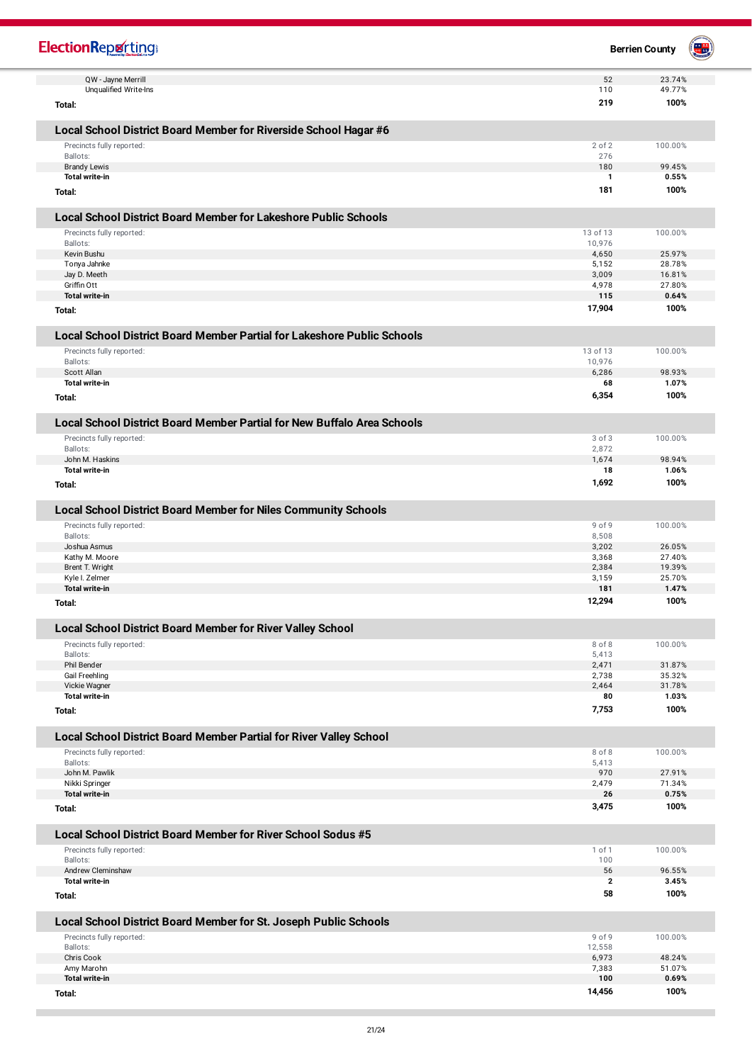| | | |
|---|---|---|
| QW - Jayne Merrill | 52 | 23.74% |
| Unqualified Write-Ins | 110 | 49.77% |
| **Total:** | **219** | **100%** |

## Local School District Board Member for Riverside School Hagar #6

| | | |
|---|---|---|
| Precincts fully reported: | 2 of 2 | 100.00% |
| Ballots: | 276 | |
| Brandy Lewis | 180 | 99.45% |
| **Total write-in** | **1** | **0.55%** |
| **Total:** | **181** | **100%** |

## Local School District Board Member for Lakeshore Public Schools

| | | |
|---|---|---|
| Precincts fully reported: | 13 of 13 | 100.00% |
| Ballots: | 10,976 | |
| Kevin Bushu | 4,650 | 25.97% |
| Tonya Jahnke | 5,152 | 28.78% |
| Jay D. Meeth | 3,009 | 16.81% |
| Griffin Ott | 4,978 | 27.80% |
| **Total write-in** | **115** | **0.64%** |
| **Total:** | **17,904** | **100%** |

## Local School District Board Member Partial for Lakeshore Public Schools

| | | |
|---|---|---|
| Precincts fully reported: | 13 of 13 | 100.00% |
| Ballots: | 10,976 | |
| Scott Allan | 6,286 | 98.93% |
| **Total write-in** | **68** | **1.07%** |
| **Total:** | **6,354** | **100%** |

## Local School District Board Member Partial for New Buffalo Area Schools

| | | |
|---|---|---|
| Precincts fully reported: | 3 of 3 | 100.00% |
| Ballots: | 2,872 | |
| John M. Haskins | 1,674 | 98.94% |
| **Total write-in** | **18** | **1.06%** |
| **Total:** | **1,692** | **100%** |

## Local School District Board Member for Niles Community Schools

| | | |
|---|---|---|
| Precincts fully reported: | 9 of 9 | 100.00% |
| Ballots: | 8,508 | |
| Joshua Asmus | 3,202 | 26.05% |
| Kathy M. Moore | 3,368 | 27.40% |
| Brent T. Wright | 2,384 | 19.39% |
| Kyle I. Zelmer | 3,159 | 25.70% |
| **Total write-in** | **181** | **1.47%** |
| **Total:** | **12,294** | **100%** |

## Local School District Board Member for River Valley School

| | | |
|---|---|---|
| Precincts fully reported: | 8 of 8 | 100.00% |
| Ballots: | 5,413 | |
| Phil Bender | 2,471 | 31.87% |
| Gail Freehling | 2,738 | 35.32% |
| Vickie Wagner | 2,464 | 31.78% |
| **Total write-in** | **80** | **1.03%** |
| **Total:** | **7,753** | **100%** |

## Local School District Board Member Partial for River Valley School

| | | |
|---|---|---|
| Precincts fully reported: | 8 of 8 | 100.00% |
| Ballots: | 5,413 | |
| John M. Pawlik | 970 | 27.91% |
| Nikki Springer | 2,479 | 71.34% |
| **Total write-in** | **26** | **0.75%** |
| **Total:** | **3,475** | **100%** |

## Local School District Board Member for River School Sodus #5

| | | |
|---|---|---|
| Precincts fully reported: | 1 of 1 | 100.00% |
| Ballots: | 100 | |
| Andrew Cleminshaw | 56 | 96.55% |
| **Total write-in** | **2** | **3.45%** |
| **Total:** | **58** | **100%** |

## Local School District Board Member for St. Joseph Public Schools

| | | |
|---|---|---|
| Precincts fully reported: | 9 of 9 | 100.00% |
| Ballots: | 12,558 | |
| Chris Cook | 6,973 | 48.24% |
| Amy Marohn | 7,383 | 51.07% |
| **Total write-in** | **100** | **0.69%** |
| **Total:** | **14,456** | **100%** |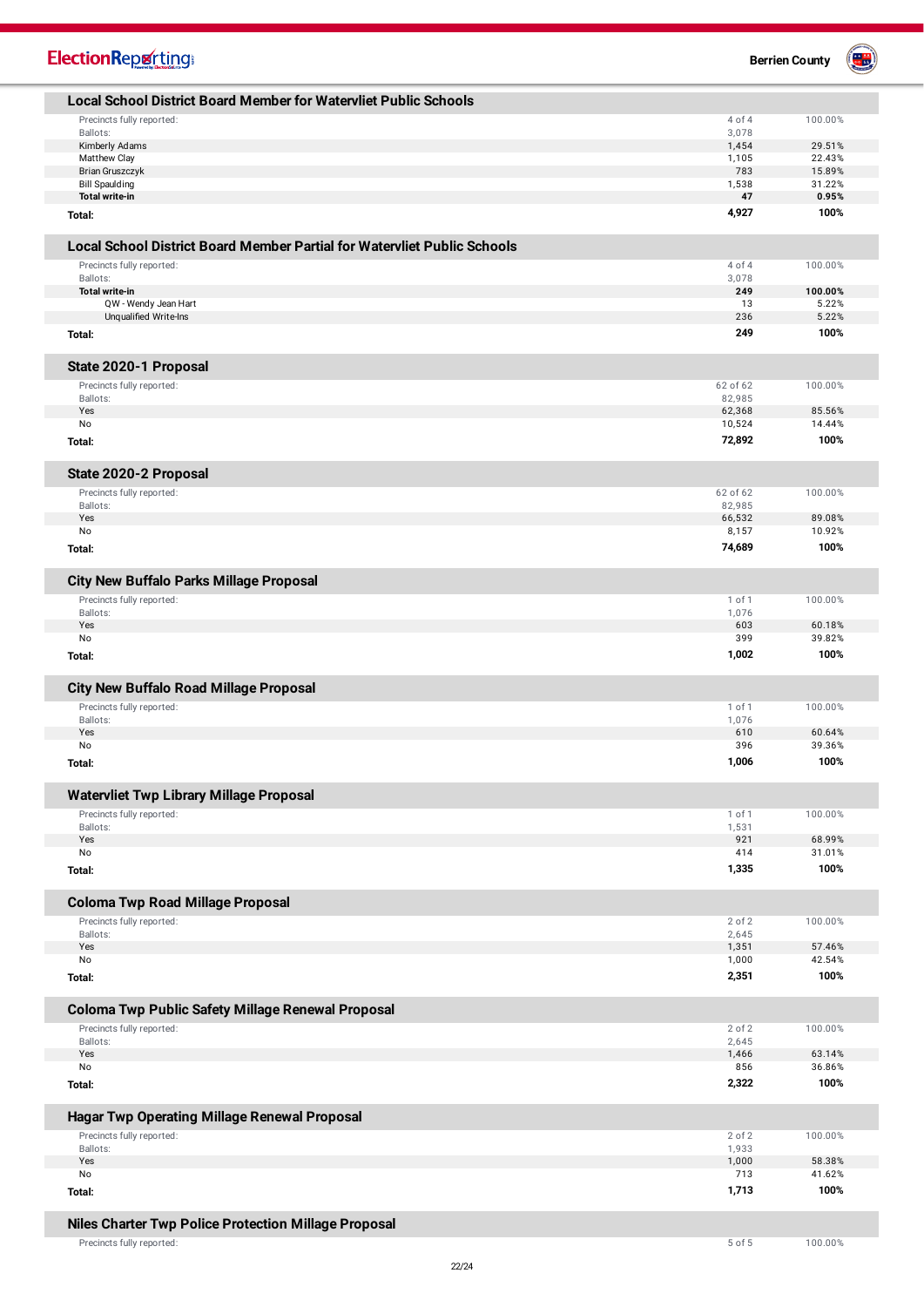## Local School District Board Member for Watervliet Public Schools

| | | |
|---|---|---|
| Precincts fully reported: | 4 of 4 | 100.00% |
| Ballots: | 3,078 | |
| Kimberly Adams | 1,454 | 29.51% |
| Matthew Clay | 1,105 | 22.43% |
| Brian Gruszczyk | 783 | 15.89% |
| Bill Spaulding | 1,538 | 31.22% |
| **Total write-in** | **47** | **0.95%** |
| **Total:** | **4,927** | **100%** |

## Local School District Board Member Partial for Watervliet Public Schools

| | | |
|---|---|---|
| Precincts fully reported: | 4 of 4 | 100.00% |
| Ballots: | 3,078 | |
| **Total write-in** | **249** | **100.00%** |
| QW - Wendy Jean Hart | 13 | 5.22% |
| Unqualified Write-Ins | 236 | 5.22% |
| **Total:** | **249** | **100%** |

## State 2020-1 Proposal

| | | |
|---|---|---|
| Precincts fully reported: | 62 of 62 | 100.00% |
| Ballots: | 82,985 | |
| Yes | 62,368 | 85.56% |
| No | 10,524 | 14.44% |
| **Total:** | **72,892** | **100%** |

## State 2020-2 Proposal

| | | |
|---|---|---|
| Precincts fully reported: | 62 of 62 | 100.00% |
| Ballots: | 82,985 | |
| Yes | 66,532 | 89.08% |
| No | 8,157 | 10.92% |
| **Total:** | **74,689** | **100%** |

## City New Buffalo Parks Millage Proposal

| | | |
|---|---|---|
| Precincts fully reported: | 1 of 1 | 100.00% |
| Ballots: | 1,076 | |
| Yes | 603 | 60.18% |
| No | 399 | 39.82% |
| **Total:** | **1,002** | **100%** |

## City New Buffalo Road Millage Proposal

| | | |
|---|---|---|
| Precincts fully reported: | 1 of 1 | 100.00% |
| Ballots: | 1,076 | |
| Yes | 610 | 60.64% |
| No | 396 | 39.36% |
| **Total:** | **1,006** | **100%** |

## Watervliet Twp Library Millage Proposal

| | | |
|---|---|---|
| Precincts fully reported: | 1 of 1 | 100.00% |
| Ballots: | 1,531 | |
| Yes | 921 | 68.99% |
| No | 414 | 31.01% |
| **Total:** | **1,335** | **100%** |

## Coloma Twp Road Millage Proposal

| | | |
|---|---|---|
| Precincts fully reported: | 2 of 2 | 100.00% |
| Ballots: | 2,645 | |
| Yes | 1,351 | 57.46% |
| No | 1,000 | 42.54% |
| **Total:** | **2,351** | **100%** |

## Coloma Twp Public Safety Millage Renewal Proposal

| | | |
|---|---|---|
| Precincts fully reported: | 2 of 2 | 100.00% |
| Ballots: | 2,645 | |
| Yes | 1,466 | 63.14% |
| No | 856 | 36.86% |
| **Total:** | **2,322** | **100%** |

## Hagar Twp Operating Millage Renewal Proposal

| | | |
|---|---|---|
| Precincts fully reported: | 2 of 2 | 100.00% |
| Ballots: | 1,933 | |
| Yes | 1,000 | 58.38% |
| No | 713 | 41.62% |
| **Total:** | **1,713** | **100%** |

## Niles Charter Twp Police Protection Millage Proposal

| | | |
|---|---|---|
| Precincts fully reported: | 5 of 5 | 100.00% |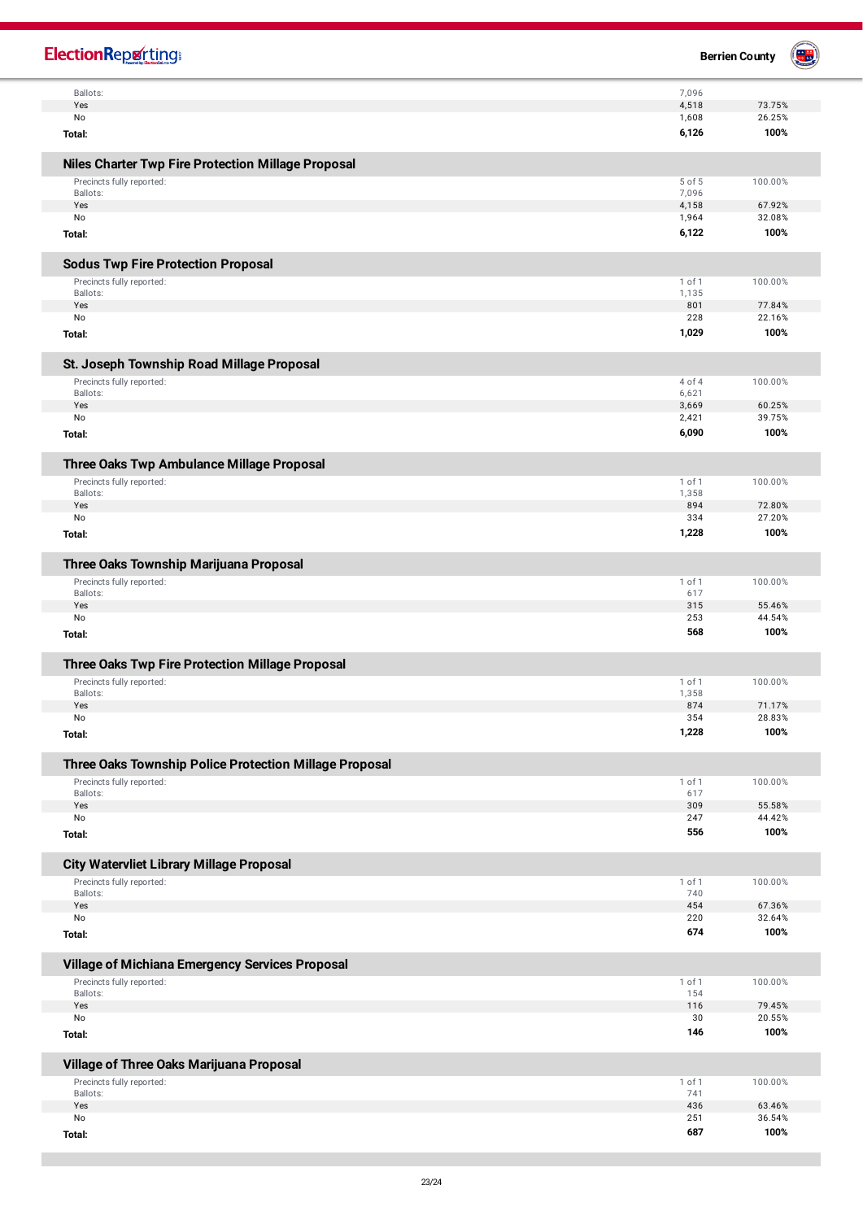| | | |
|---|---|---|
| Ballots: | 7,096 | |
| Yes | 4,518 | 73.75% |
| No | 1,608 | 26.25% |
| **Total:** | **6,126** | **100%** |

## Niles Charter Twp Fire Protection Millage Proposal

| | | |
|---|---|---|
| Precincts fully reported: | 5 of 5 | 100.00% |
| Ballots: | 7,096 | |
| Yes | 4,158 | 67.92% |
| No | 1,964 | 32.08% |
| **Total:** | **6,122** | **100%** |

## Sodus Twp Fire Protection Proposal

| | | |
|---|---|---|
| Precincts fully reported: | 1 of 1 | 100.00% |
| Ballots: | 1,135 | |
| Yes | 801 | 77.84% |
| No | 228 | 22.16% |
| **Total:** | **1,029** | **100%** |

## St. Joseph Township Road Millage Proposal

| | | |
|---|---|---|
| Precincts fully reported: | 4 of 4 | 100.00% |
| Ballots: | 6,621 | |
| Yes | 3,669 | 60.25% |
| No | 2,421 | 39.75% |
| **Total:** | **6,090** | **100%** |

## Three Oaks Twp Ambulance Millage Proposal

| | | |
|---|---|---|
| Precincts fully reported: | 1 of 1 | 100.00% |
| Ballots: | 1,358 | |
| Yes | 894 | 72.80% |
| No | 334 | 27.20% |
| **Total:** | **1,228** | **100%** |

## Three Oaks Township Marijuana Proposal

| | | |
|---|---|---|
| Precincts fully reported: | 1 of 1 | 100.00% |
| Ballots: | 617 | |
| Yes | 315 | 55.46% |
| No | 253 | 44.54% |
| **Total:** | **568** | **100%** |

## Three Oaks Twp Fire Protection Millage Proposal

| | | |
|---|---|---|
| Precincts fully reported: | 1 of 1 | 100.00% |
| Ballots: | 1,358 | |
| Yes | 874 | 71.17% |
| No | 354 | 28.83% |
| **Total:** | **1,228** | **100%** |

## Three Oaks Township Police Protection Millage Proposal

| | | |
|---|---|---|
| Precincts fully reported: | 1 of 1 | 100.00% |
| Ballots: | 617 | |
| Yes | 309 | 55.58% |
| No | 247 | 44.42% |
| **Total:** | **556** | **100%** |

## City Watervliet Library Millage Proposal

| | | |
|---|---|---|
| Precincts fully reported: | 1 of 1 | 100.00% |
| Ballots: | 740 | |
| Yes | 454 | 67.36% |
| No | 220 | 32.64% |
| **Total:** | **674** | **100%** |

## Village of Michiana Emergency Services Proposal

| | | |
|---|---|---|
| Precincts fully reported: | 1 of 1 | 100.00% |
| Ballots: | 154 | |
| Yes | 116 | 79.45% |
| No | 30 | 20.55% |
| **Total:** | **146** | **100%** |

## Village of Three Oaks Marijuana Proposal

| | | |
|---|---|---|
| Precincts fully reported: | 1 of 1 | 100.00% |
| Ballots: | 741 | |
| Yes | 436 | 63.46% |
| No | 251 | 36.54% |
| **Total:** | **687** | **100%** |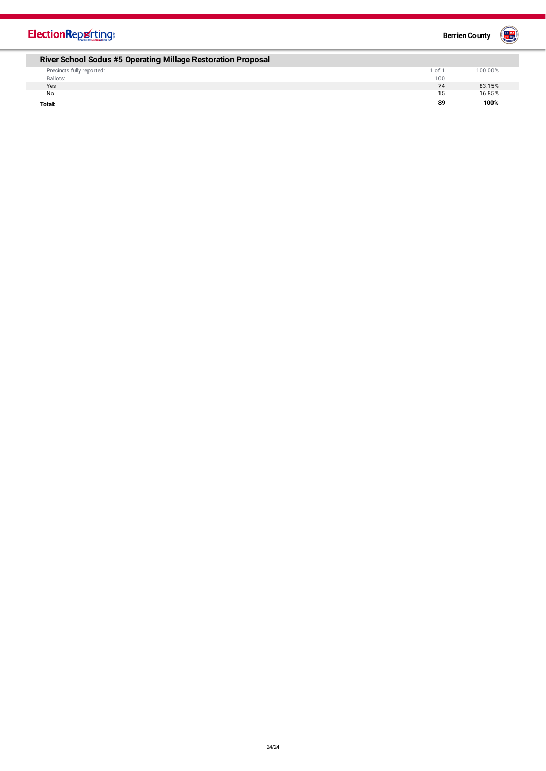## River School Sodus #5 Operating Millage Restoration Proposal

| | | |
|---|---|---|
| Precincts fully reported: | 1 of 1 | 100.00% |
| Ballots: | 100 | |
| Yes | 74 | 83.15% |
| No | 15 | 16.85% |
| **Total:** | **89** | **100%** |